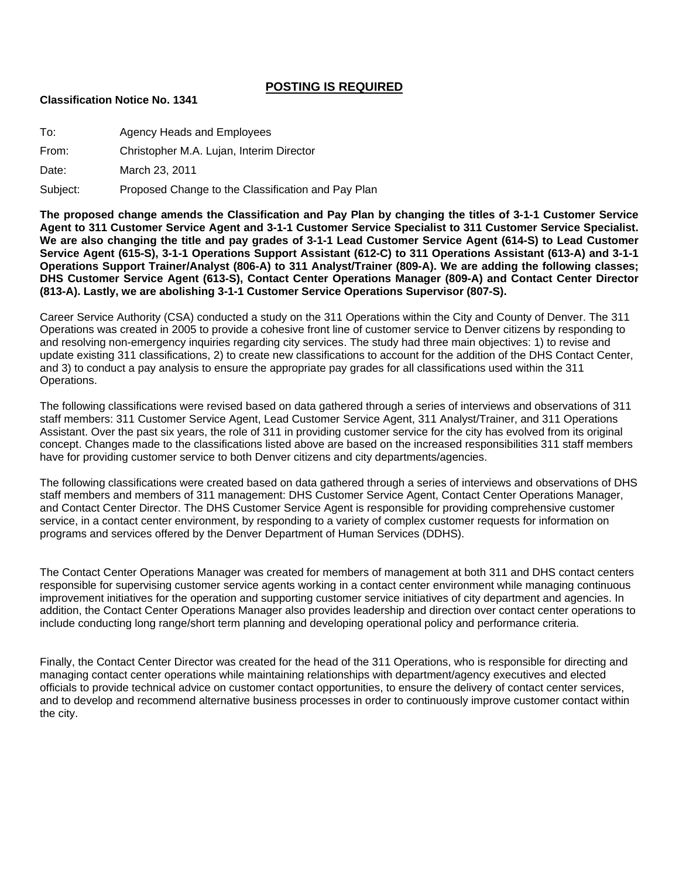## POSTING IS REQUIRED

**Classification Notice No. 1341**

To: Agency Heads and Employees

From: Christopher M.A. Lujan, Interim Director

Date: March 23, 2011

Subject: Proposed Change to the Classification and Pay Plan

**The proposed change amends the Classification and Pay Plan by changing the titles of 3-1-1 Customer Service Agent to 311 Customer Service Agent and 3-1-1 Customer Service Specialist to 311 Customer Service Specialist. We are also changing the title and pay grades of 3-1-1 Lead Customer Service Agent (614-S) to Lead Customer Service Agent (615-S), 3-1-1 Operations Support Assistant (612-C) to 311 Operations Assistant (613-A) and 3-1-1 Operations Support Trainer/Analyst (806-A) to 311 Analyst/Trainer (809-A). We are adding the following classes; DHS Customer Service Agent (613-S), Contact Center Operations Manager (809-A) and Contact Center Director (813-A). Lastly, we are abolishing 3-1-1 Customer Service Operations Supervisor (807-S).**

Career Service Authority (CSA) conducted a study on the 311 Operations within the City and County of Denver. The 311 Operations was created in 2005 to provide a cohesive front line of customer service to Denver citizens by responding to and resolving non-emergency inquiries regarding city services. The study had three main objectives: 1) to revise and update existing 311 classifications, 2) to create new classifications to account for the addition of the DHS Contact Center, and 3) to conduct a pay analysis to ensure the appropriate pay grades for all classifications used within the 311 Operations.

The following classifications were revised based on data gathered through a series of interviews and observations of 311 staff members: 311 Customer Service Agent, Lead Customer Service Agent, 311 Analyst/Trainer, and 311 Operations Assistant. Over the past six years, the role of 311 in providing customer service for the city has evolved from its original concept. Changes made to the classifications listed above are based on the increased responsibilities 311 staff members have for providing customer service to both Denver citizens and city departments/agencies.

The following classifications were created based on data gathered through a series of interviews and observations of DHS staff members and members of 311 management: DHS Customer Service Agent, Contact Center Operations Manager, and Contact Center Director. The DHS Customer Service Agent is responsible for providing comprehensive customer service, in a contact center environment, by responding to a variety of complex customer requests for information on programs and services offered by the Denver Department of Human Services (DDHS).

The Contact Center Operations Manager was created for members of management at both 311 and DHS contact centers responsible for supervising customer service agents working in a contact center environment while managing continuous improvement initiatives for the operation and supporting customer service initiatives of city department and agencies. In addition, the Contact Center Operations Manager also provides leadership and direction over contact center operations to include conducting long range/short term planning and developing operational policy and performance criteria.

Finally, the Contact Center Director was created for the head of the 311 Operations, who is responsible for directing and managing contact center operations while maintaining relationships with department/agency executives and elected officials to provide technical advice on customer contact opportunities, to ensure the delivery of contact center services, and to develop and recommend alternative business processes in order to continuously improve customer contact within the city.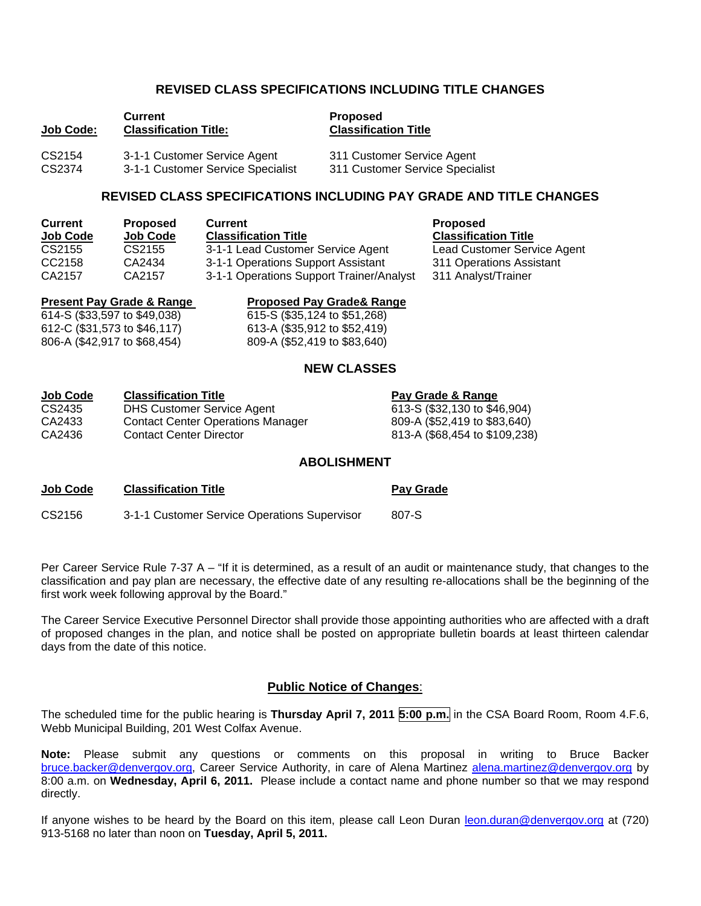## REVISED CLASS SPECIFICATIONS INCLUDING TITLE CHANGES

| Job Code: | Current Classification Title: | Proposed Classification Title |
|---|---|---|
| CS2154 | 3-1-1 Customer Service Agent | 311 Customer Service Agent |
| CS2374 | 3-1-1 Customer Service Specialist | 311 Customer Service Specialist |

## REVISED CLASS SPECIFICATIONS INCLUDING PAY GRADE AND TITLE CHANGES

| Current Job Code | Proposed Job Code | Current Classification Title | Proposed Classification Title |
|---|---|---|---|
| CS2155 | CS2155 | 3-1-1 Lead Customer Service Agent | Lead Customer Service Agent |
| CC2158 | CA2434 | 3-1-1 Operations Support Assistant | 311 Operations Assistant |
| CA2157 | CA2157 | 3-1-1 Operations Support Trainer/Analyst | 311 Analyst/Trainer |

| Present Pay Grade & Range | Proposed Pay Grade& Range |
|---|---|
| 614-S ($33,597 to $49,038) | 615-S ($35,124 to $51,268) |
| 612-C ($31,573 to $46,117) | 613-A ($35,912 to $52,419) |
| 806-A ($42,917 to $68,454) | 809-A ($52,419 to $83,640) |

## NEW CLASSES

| Job Code | Classification Title | Pay Grade & Range |
|---|---|---|
| CS2435 | DHS Customer Service Agent | 613-S ($32,130 to $46,904) |
| CA2433 | Contact Center Operations Manager | 809-A ($52,419 to $83,640) |
| CA2436 | Contact Center Director | 813-A ($68,454 to $109,238) |

## ABOLISHMENT

| Job Code | Classification Title | Pay Grade |
|---|---|---|
| CS2156 | 3-1-1 Customer Service Operations Supervisor | 807-S |

Per Career Service Rule 7-37 A – "If it is determined, as a result of an audit or maintenance study, that changes to the classification and pay plan are necessary, the effective date of any resulting re-allocations shall be the beginning of the first work week following approval by the Board."

The Career Service Executive Personnel Director shall provide those appointing authorities who are affected with a draft of proposed changes in the plan, and notice shall be posted on appropriate bulletin boards at least thirteen calendar days from the date of this notice.

## Public Notice of Changes:

The scheduled time for the public hearing is **Thursday April 7, 2011 5:00 p.m.** in the CSA Board Room, Room 4.F.6, Webb Municipal Building, 201 West Colfax Avenue.

**Note:** Please submit any questions or comments on this proposal in writing to Bruce Backer bruce.backer@denvergov.org, Career Service Authority, in care of Alena Martinez alena.martinez@denvergov.org by 8:00 a.m. on **Wednesday, April 6, 2011.** Please include a contact name and phone number so that we may respond directly.

If anyone wishes to be heard by the Board on this item, please call Leon Duran leon.duran@denvergov.org at (720) 913-5168 no later than noon on **Tuesday, April 5, 2011.**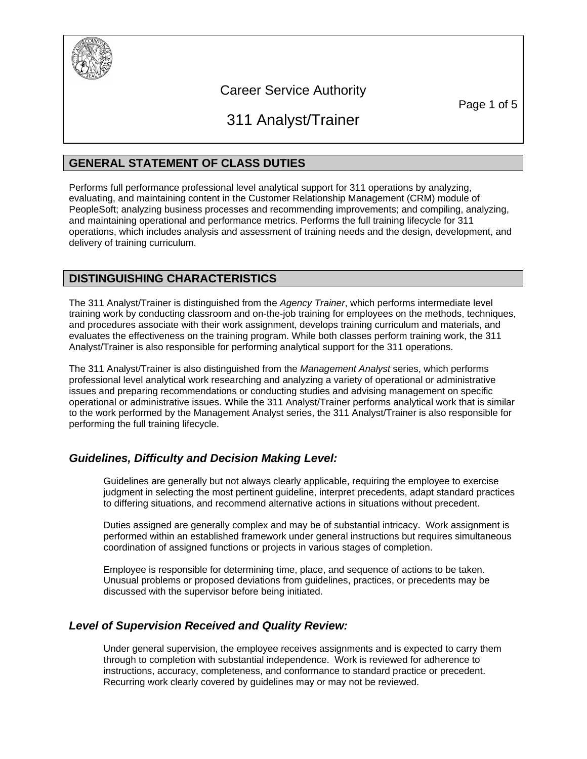# Career Service Authority

# 311 Analyst/Trainer

## GENERAL STATEMENT OF CLASS DUTIES

Performs full performance professional level analytical support for 311 operations by analyzing, evaluating, and maintaining content in the Customer Relationship Management (CRM) module of PeopleSoft; analyzing business processes and recommending improvements; and compiling, analyzing, and maintaining operational and performance metrics. Performs the full training lifecycle for 311 operations, which includes analysis and assessment of training needs and the design, development, and delivery of training curriculum.

## DISTINGUISHING CHARACTERISTICS

The 311 Analyst/Trainer is distinguished from the *Agency Trainer*, which performs intermediate level training work by conducting classroom and on-the-job training for employees on the methods, techniques, and procedures associate with their work assignment, develops training curriculum and materials, and evaluates the effectiveness on the training program. While both classes perform training work, the 311 Analyst/Trainer is also responsible for performing analytical support for the 311 operations.

The 311 Analyst/Trainer is also distinguished from the *Management Analyst* series, which performs professional level analytical work researching and analyzing a variety of operational or administrative issues and preparing recommendations or conducting studies and advising management on specific operational or administrative issues. While the 311 Analyst/Trainer performs analytical work that is similar to the work performed by the Management Analyst series, the 311 Analyst/Trainer is also responsible for performing the full training lifecycle.

### *Guidelines, Difficulty and Decision Making Level:*

Guidelines are generally but not always clearly applicable, requiring the employee to exercise judgment in selecting the most pertinent guideline, interpret precedents, adapt standard practices to differing situations, and recommend alternative actions in situations without precedent.

Duties assigned are generally complex and may be of substantial intricacy. Work assignment is performed within an established framework under general instructions but requires simultaneous coordination of assigned functions or projects in various stages of completion.

Employee is responsible for determining time, place, and sequence of actions to be taken. Unusual problems or proposed deviations from guidelines, practices, or precedents may be discussed with the supervisor before being initiated.

### *Level of Supervision Received and Quality Review:*

Under general supervision, the employee receives assignments and is expected to carry them through to completion with substantial independence. Work is reviewed for adherence to instructions, accuracy, completeness, and conformance to standard practice or precedent. Recurring work clearly covered by guidelines may or may not be reviewed.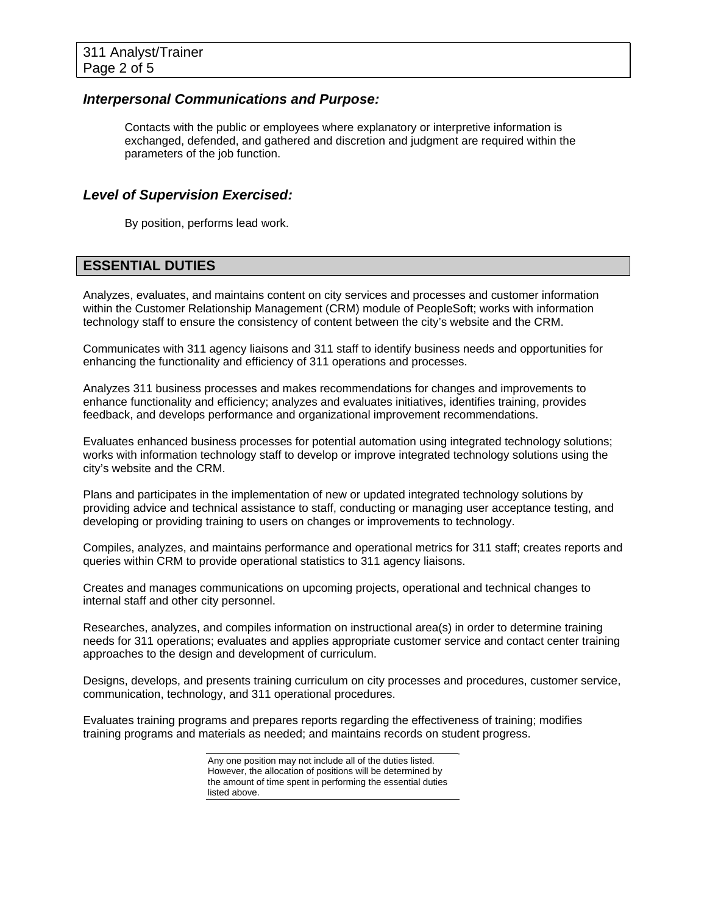### *Interpersonal Communications and Purpose:*

Contacts with the public or employees where explanatory or interpretive information is exchanged, defended, and gathered and discretion and judgment are required within the parameters of the job function.

### *Level of Supervision Exercised:*

By position, performs lead work.

## ESSENTIAL DUTIES

Analyzes, evaluates, and maintains content on city services and processes and customer information within the Customer Relationship Management (CRM) module of PeopleSoft; works with information technology staff to ensure the consistency of content between the city's website and the CRM.

Communicates with 311 agency liaisons and 311 staff to identify business needs and opportunities for enhancing the functionality and efficiency of 311 operations and processes.

Analyzes 311 business processes and makes recommendations for changes and improvements to enhance functionality and efficiency; analyzes and evaluates initiatives, identifies training, provides feedback, and develops performance and organizational improvement recommendations.

Evaluates enhanced business processes for potential automation using integrated technology solutions; works with information technology staff to develop or improve integrated technology solutions using the city's website and the CRM.

Plans and participates in the implementation of new or updated integrated technology solutions by providing advice and technical assistance to staff, conducting or managing user acceptance testing, and developing or providing training to users on changes or improvements to technology.

Compiles, analyzes, and maintains performance and operational metrics for 311 staff; creates reports and queries within CRM to provide operational statistics to 311 agency liaisons.

Creates and manages communications on upcoming projects, operational and technical changes to internal staff and other city personnel.

Researches, analyzes, and compiles information on instructional area(s) in order to determine training needs for 311 operations; evaluates and applies appropriate customer service and contact center training approaches to the design and development of curriculum.

Designs, develops, and presents training curriculum on city processes and procedures, customer service, communication, technology, and 311 operational procedures.

Evaluates training programs and prepares reports regarding the effectiveness of training; modifies training programs and materials as needed; and maintains records on student progress.

Any one position may not include all of the duties listed. However, the allocation of positions will be determined by the amount of time spent in performing the essential duties listed above.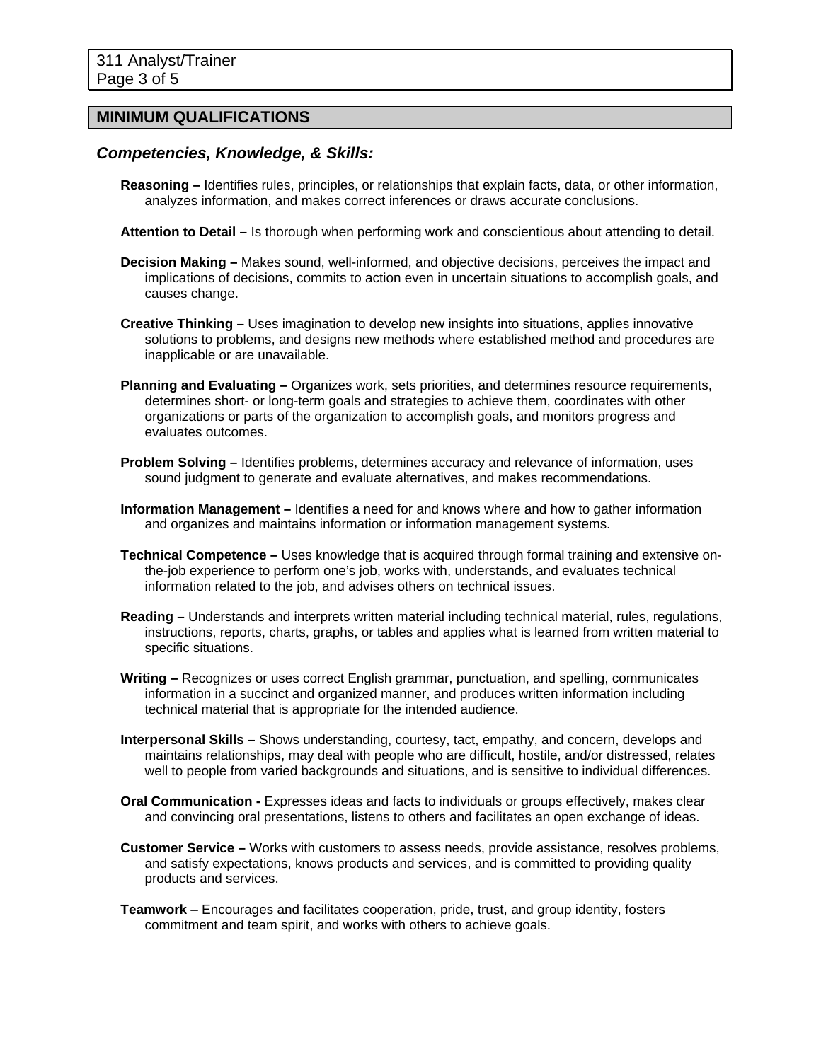## MINIMUM QUALIFICATIONS

### *Competencies, Knowledge, & Skills:*

**Reasoning –** Identifies rules, principles, or relationships that explain facts, data, or other information, analyzes information, and makes correct inferences or draws accurate conclusions.

**Attention to Detail –** Is thorough when performing work and conscientious about attending to detail.

**Decision Making –** Makes sound, well-informed, and objective decisions, perceives the impact and implications of decisions, commits to action even in uncertain situations to accomplish goals, and causes change.

**Creative Thinking –** Uses imagination to develop new insights into situations, applies innovative solutions to problems, and designs new methods where established method and procedures are inapplicable or are unavailable.

**Planning and Evaluating –** Organizes work, sets priorities, and determines resource requirements, determines short- or long-term goals and strategies to achieve them, coordinates with other organizations or parts of the organization to accomplish goals, and monitors progress and evaluates outcomes.

**Problem Solving –** Identifies problems, determines accuracy and relevance of information, uses sound judgment to generate and evaluate alternatives, and makes recommendations.

**Information Management –** Identifies a need for and knows where and how to gather information and organizes and maintains information or information management systems.

**Technical Competence –** Uses knowledge that is acquired through formal training and extensive on-the-job experience to perform one's job, works with, understands, and evaluates technical information related to the job, and advises others on technical issues.

**Reading –** Understands and interprets written material including technical material, rules, regulations, instructions, reports, charts, graphs, or tables and applies what is learned from written material to specific situations.

**Writing –** Recognizes or uses correct English grammar, punctuation, and spelling, communicates information in a succinct and organized manner, and produces written information including technical material that is appropriate for the intended audience.

**Interpersonal Skills –** Shows understanding, courtesy, tact, empathy, and concern, develops and maintains relationships, may deal with people who are difficult, hostile, and/or distressed, relates well to people from varied backgrounds and situations, and is sensitive to individual differences.

**Oral Communication -** Expresses ideas and facts to individuals or groups effectively, makes clear and convincing oral presentations, listens to others and facilitates an open exchange of ideas.

**Customer Service –** Works with customers to assess needs, provide assistance, resolves problems, and satisfy expectations, knows products and services, and is committed to providing quality products and services.

**Teamwork** – Encourages and facilitates cooperation, pride, trust, and group identity, fosters commitment and team spirit, and works with others to achieve goals.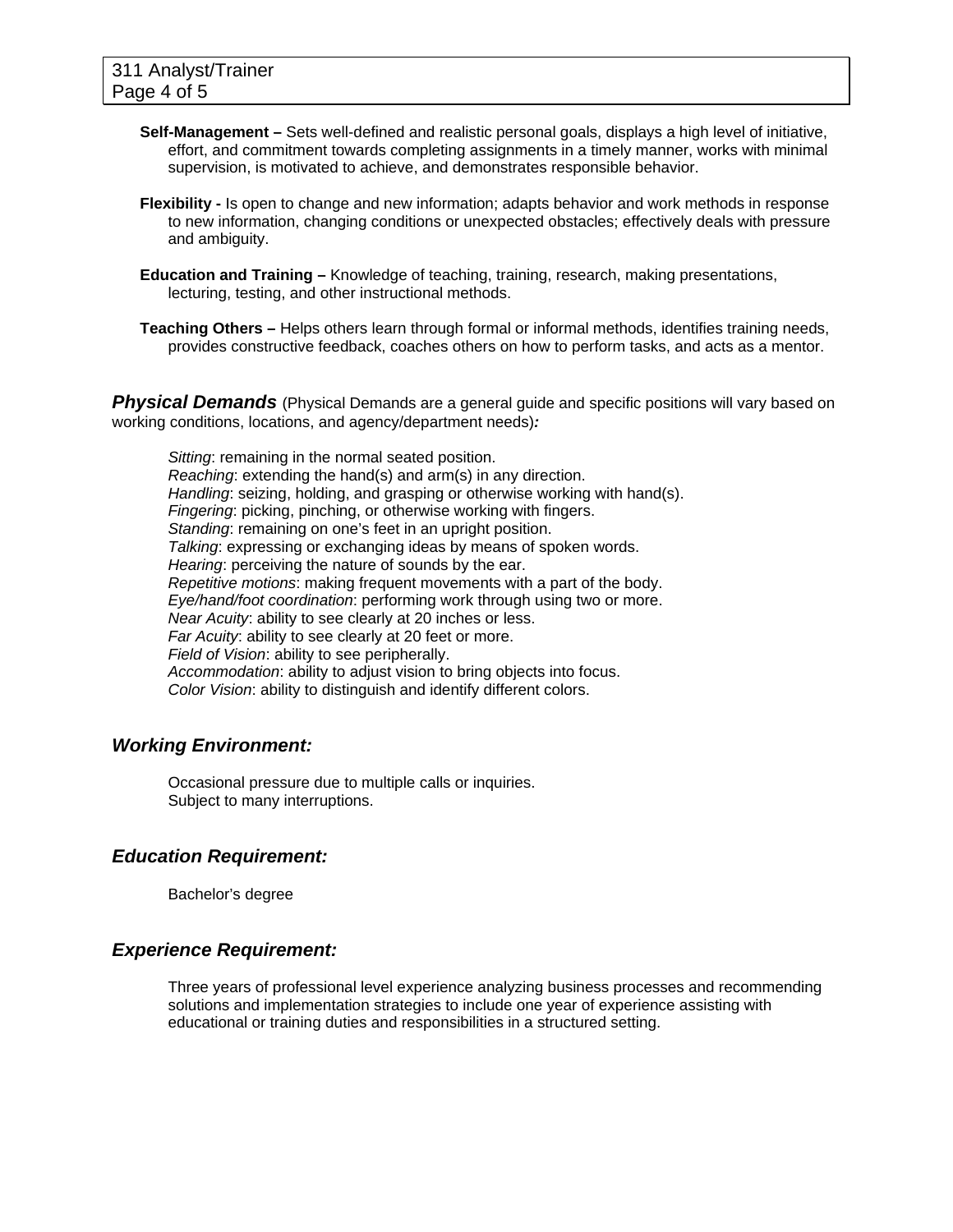**Self-Management –** Sets well-defined and realistic personal goals, displays a high level of initiative, effort, and commitment towards completing assignments in a timely manner, works with minimal supervision, is motivated to achieve, and demonstrates responsible behavior.

**Flexibility -** Is open to change and new information; adapts behavior and work methods in response to new information, changing conditions or unexpected obstacles; effectively deals with pressure and ambiguity.

**Education and Training –** Knowledge of teaching, training, research, making presentations, lecturing, testing, and other instructional methods.

**Teaching Others –** Helps others learn through formal or informal methods, identifies training needs, provides constructive feedback, coaches others on how to perform tasks, and acts as a mentor.

***Physical Demands*** (Physical Demands are a general guide and specific positions will vary based on working conditions, locations, and agency/department needs)***:***

*Sitting*: remaining in the normal seated position.
*Reaching*: extending the hand(s) and arm(s) in any direction.
*Handling*: seizing, holding, and grasping or otherwise working with hand(s).
*Fingering*: picking, pinching, or otherwise working with fingers.
*Standing*: remaining on one's feet in an upright position.
*Talking*: expressing or exchanging ideas by means of spoken words.
*Hearing*: perceiving the nature of sounds by the ear.
*Repetitive motions*: making frequent movements with a part of the body.
*Eye/hand/foot coordination*: performing work through using two or more.
*Near Acuity*: ability to see clearly at 20 inches or less.
*Far Acuity*: ability to see clearly at 20 feet or more.
*Field of Vision*: ability to see peripherally.
*Accommodation*: ability to adjust vision to bring objects into focus.
*Color Vision*: ability to distinguish and identify different colors.

### *Working Environment:*

Occasional pressure due to multiple calls or inquiries.
Subject to many interruptions.

### *Education Requirement:*

Bachelor's degree

### *Experience Requirement:*

Three years of professional level experience analyzing business processes and recommending solutions and implementation strategies to include one year of experience assisting with educational or training duties and responsibilities in a structured setting.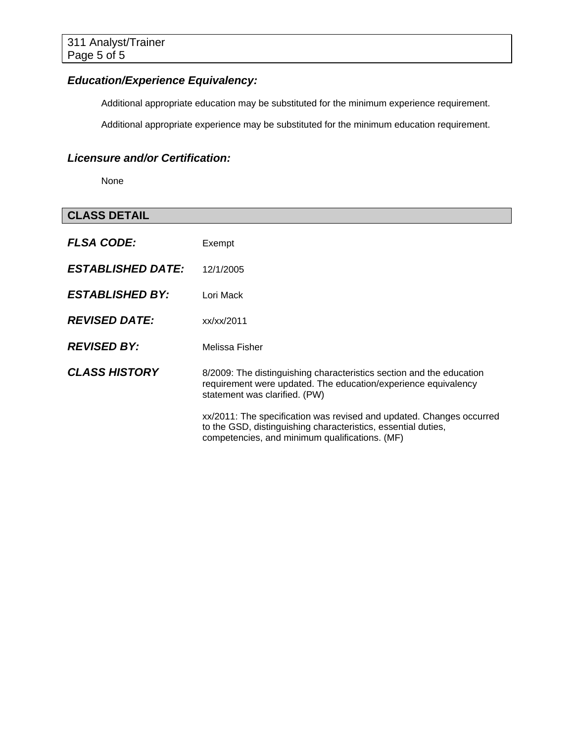### *Education/Experience Equivalency:*

Additional appropriate education may be substituted for the minimum experience requirement.

Additional appropriate experience may be substituted for the minimum education requirement.

### *Licensure and/or Certification:*

None

## CLASS DETAIL

| | |
|---|---|
| ***FLSA CODE:*** | Exempt |
| ***ESTABLISHED DATE:*** | 12/1/2005 |
| ***ESTABLISHED BY:*** | Lori Mack |
| ***REVISED DATE:*** | xx/xx/2011 |
| ***REVISED BY:*** | Melissa Fisher |
| ***CLASS HISTORY*** | 8/2009: The distinguishing characteristics section and the education requirement were updated. The education/experience equivalency statement was clarified. (PW)<br><br>xx/2011: The specification was revised and updated. Changes occurred to the GSD, distinguishing characteristics, essential duties, competencies, and minimum qualifications. (MF) |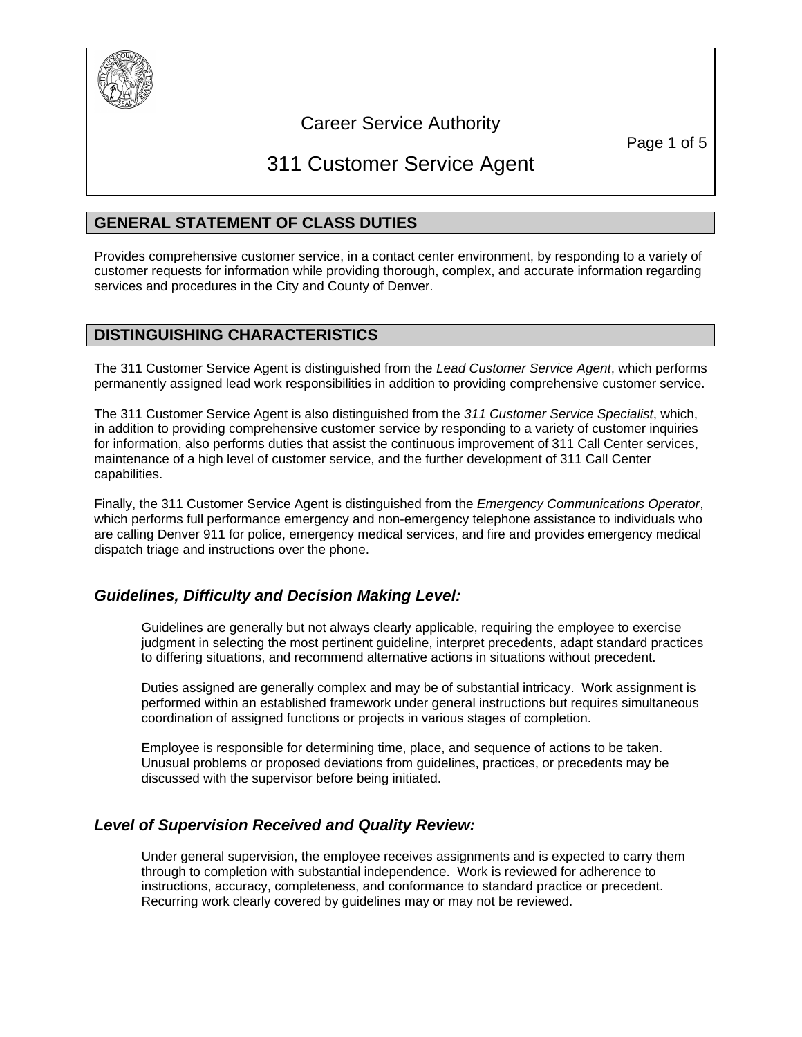# Career Service Authority

# 311 Customer Service Agent

## GENERAL STATEMENT OF CLASS DUTIES

Provides comprehensive customer service, in a contact center environment, by responding to a variety of customer requests for information while providing thorough, complex, and accurate information regarding services and procedures in the City and County of Denver.

## DISTINGUISHING CHARACTERISTICS

The 311 Customer Service Agent is distinguished from the *Lead Customer Service Agent*, which performs permanently assigned lead work responsibilities in addition to providing comprehensive customer service.

The 311 Customer Service Agent is also distinguished from the *311 Customer Service Specialist*, which, in addition to providing comprehensive customer service by responding to a variety of customer inquiries for information, also performs duties that assist the continuous improvement of 311 Call Center services, maintenance of a high level of customer service, and the further development of 311 Call Center capabilities.

Finally, the 311 Customer Service Agent is distinguished from the *Emergency Communications Operator*, which performs full performance emergency and non-emergency telephone assistance to individuals who are calling Denver 911 for police, emergency medical services, and fire and provides emergency medical dispatch triage and instructions over the phone.

### *Guidelines, Difficulty and Decision Making Level:*

Guidelines are generally but not always clearly applicable, requiring the employee to exercise judgment in selecting the most pertinent guideline, interpret precedents, adapt standard practices to differing situations, and recommend alternative actions in situations without precedent.

Duties assigned are generally complex and may be of substantial intricacy. Work assignment is performed within an established framework under general instructions but requires simultaneous coordination of assigned functions or projects in various stages of completion.

Employee is responsible for determining time, place, and sequence of actions to be taken. Unusual problems or proposed deviations from guidelines, practices, or precedents may be discussed with the supervisor before being initiated.

### *Level of Supervision Received and Quality Review:*

Under general supervision, the employee receives assignments and is expected to carry them through to completion with substantial independence. Work is reviewed for adherence to instructions, accuracy, completeness, and conformance to standard practice or precedent. Recurring work clearly covered by guidelines may or may not be reviewed.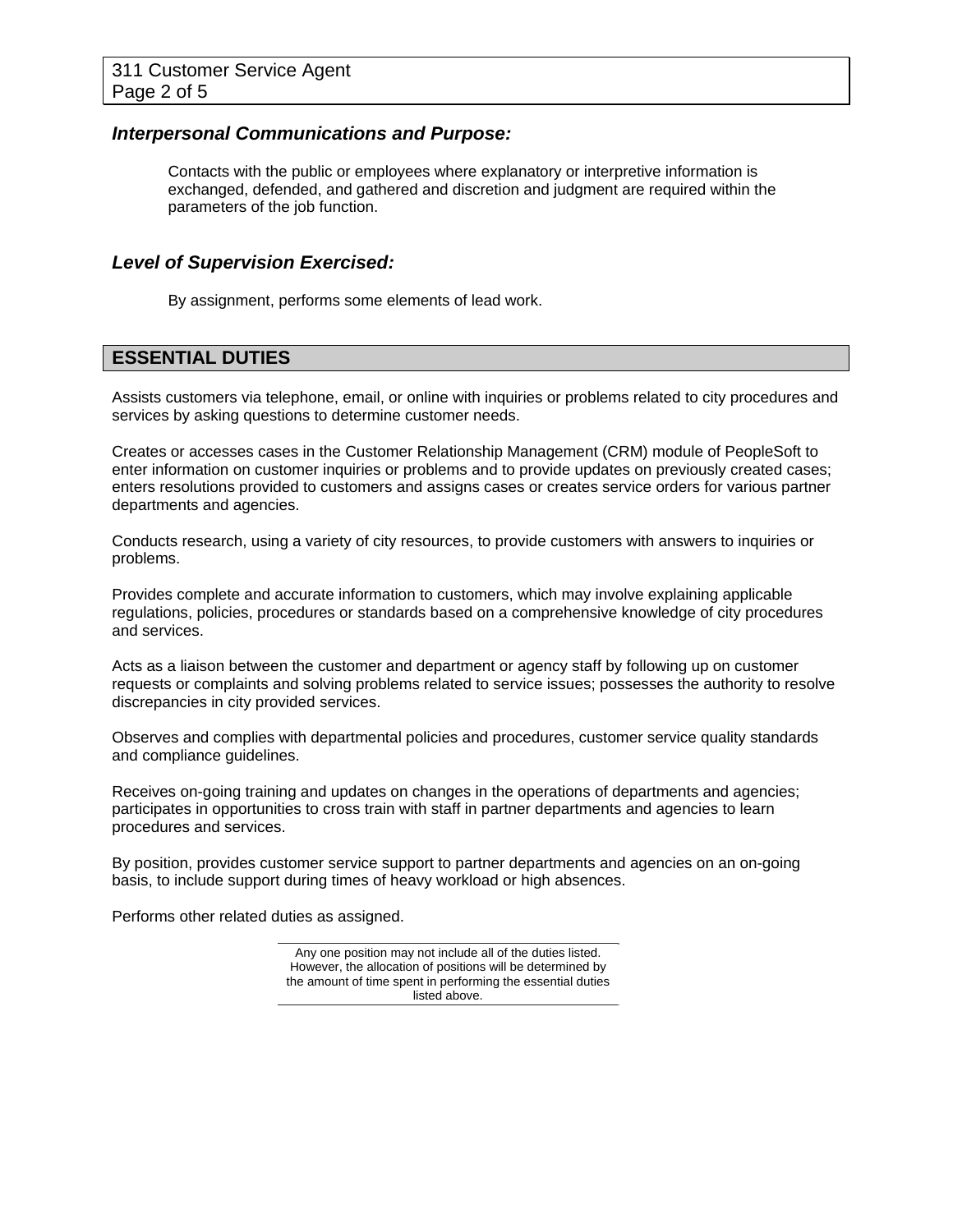### *Interpersonal Communications and Purpose:*

Contacts with the public or employees where explanatory or interpretive information is exchanged, defended, and gathered and discretion and judgment are required within the parameters of the job function.

### *Level of Supervision Exercised:*

By assignment, performs some elements of lead work.

## ESSENTIAL DUTIES

Assists customers via telephone, email, or online with inquiries or problems related to city procedures and services by asking questions to determine customer needs.

Creates or accesses cases in the Customer Relationship Management (CRM) module of PeopleSoft to enter information on customer inquiries or problems and to provide updates on previously created cases; enters resolutions provided to customers and assigns cases or creates service orders for various partner departments and agencies.

Conducts research, using a variety of city resources, to provide customers with answers to inquiries or problems.

Provides complete and accurate information to customers, which may involve explaining applicable regulations, policies, procedures or standards based on a comprehensive knowledge of city procedures and services.

Acts as a liaison between the customer and department or agency staff by following up on customer requests or complaints and solving problems related to service issues; possesses the authority to resolve discrepancies in city provided services.

Observes and complies with departmental policies and procedures, customer service quality standards and compliance guidelines.

Receives on-going training and updates on changes in the operations of departments and agencies; participates in opportunities to cross train with staff in partner departments and agencies to learn procedures and services.

By position, provides customer service support to partner departments and agencies on an on-going basis, to include support during times of heavy workload or high absences.

Performs other related duties as assigned.

Any one position may not include all of the duties listed. However, the allocation of positions will be determined by the amount of time spent in performing the essential duties listed above.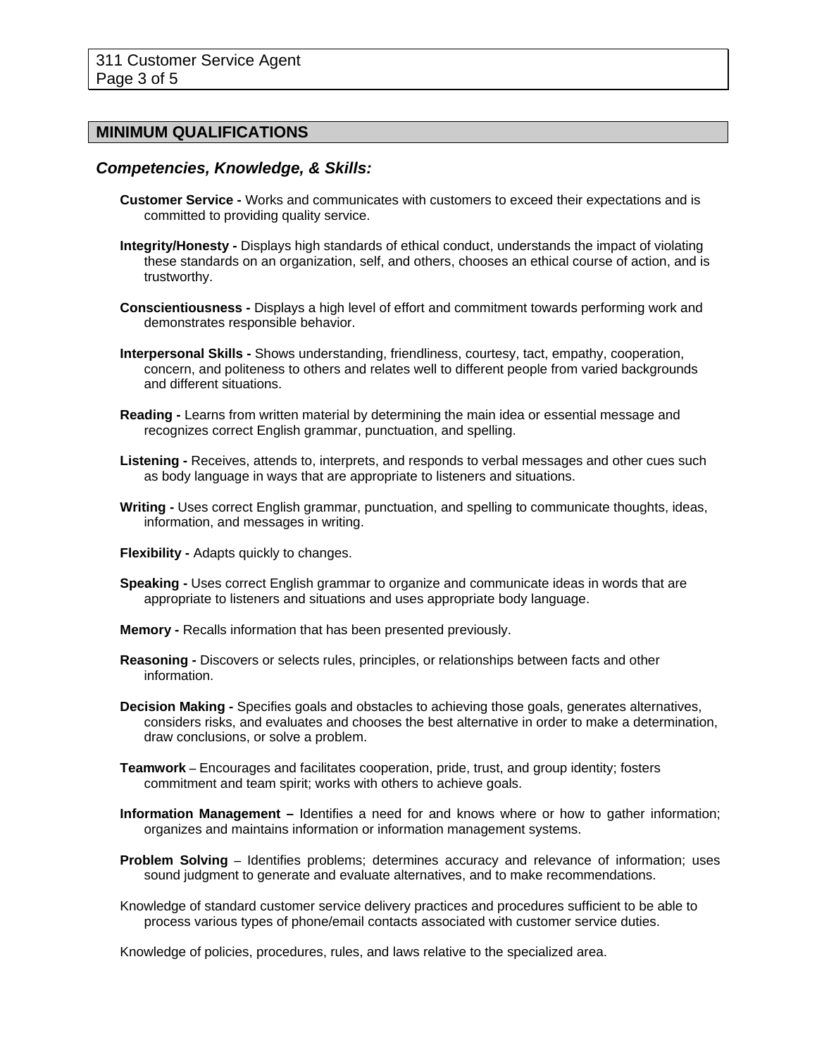## MINIMUM QUALIFICATIONS

### *Competencies, Knowledge, & Skills:*

**Customer Service -** Works and communicates with customers to exceed their expectations and is committed to providing quality service.

**Integrity/Honesty -** Displays high standards of ethical conduct, understands the impact of violating these standards on an organization, self, and others, chooses an ethical course of action, and is trustworthy.

**Conscientiousness -** Displays a high level of effort and commitment towards performing work and demonstrates responsible behavior.

**Interpersonal Skills -** Shows understanding, friendliness, courtesy, tact, empathy, cooperation, concern, and politeness to others and relates well to different people from varied backgrounds and different situations.

**Reading -** Learns from written material by determining the main idea or essential message and recognizes correct English grammar, punctuation, and spelling.

**Listening -** Receives, attends to, interprets, and responds to verbal messages and other cues such as body language in ways that are appropriate to listeners and situations.

**Writing -** Uses correct English grammar, punctuation, and spelling to communicate thoughts, ideas, information, and messages in writing.

**Flexibility -** Adapts quickly to changes.

**Speaking -** Uses correct English grammar to organize and communicate ideas in words that are appropriate to listeners and situations and uses appropriate body language.

**Memory -** Recalls information that has been presented previously.

**Reasoning -** Discovers or selects rules, principles, or relationships between facts and other information.

**Decision Making -** Specifies goals and obstacles to achieving those goals, generates alternatives, considers risks, and evaluates and chooses the best alternative in order to make a determination, draw conclusions, or solve a problem.

**Teamwork** – Encourages and facilitates cooperation, pride, trust, and group identity; fosters commitment and team spirit; works with others to achieve goals.

**Information Management –** Identifies a need for and knows where or how to gather information; organizes and maintains information or information management systems.

**Problem Solving** – Identifies problems; determines accuracy and relevance of information; uses sound judgment to generate and evaluate alternatives, and to make recommendations.

Knowledge of standard customer service delivery practices and procedures sufficient to be able to process various types of phone/email contacts associated with customer service duties.

Knowledge of policies, procedures, rules, and laws relative to the specialized area.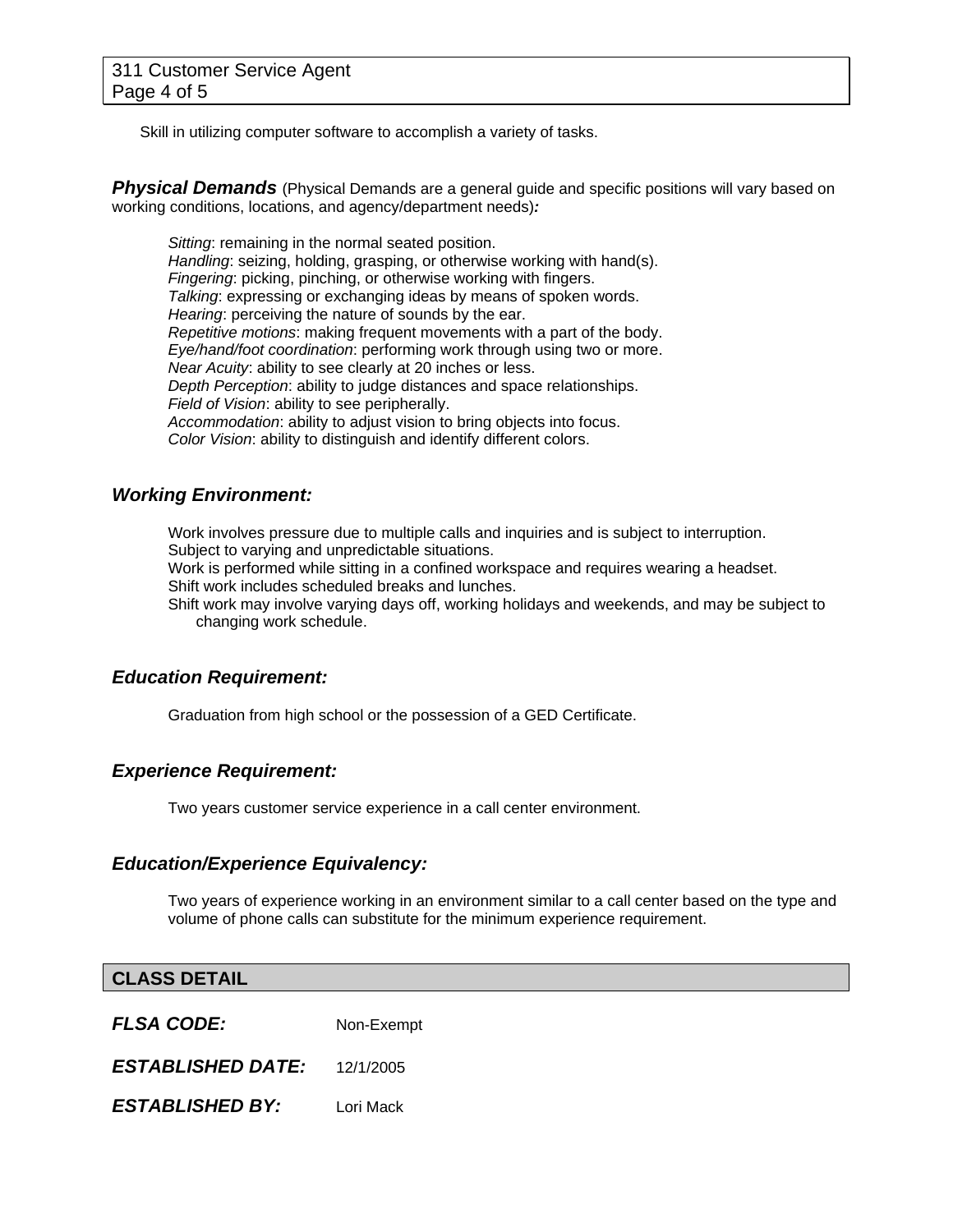Skill in utilizing computer software to accomplish a variety of tasks.

***Physical Demands*** (Physical Demands are a general guide and specific positions will vary based on working conditions, locations, and agency/department needs)***:***

*Sitting*: remaining in the normal seated position.
*Handling*: seizing, holding, grasping, or otherwise working with hand(s).
*Fingering*: picking, pinching, or otherwise working with fingers.
*Talking*: expressing or exchanging ideas by means of spoken words.
*Hearing*: perceiving the nature of sounds by the ear.
*Repetitive motions*: making frequent movements with a part of the body.
*Eye/hand/foot coordination*: performing work through using two or more.
*Near Acuity*: ability to see clearly at 20 inches or less.
*Depth Perception*: ability to judge distances and space relationships.
*Field of Vision*: ability to see peripherally.
*Accommodation*: ability to adjust vision to bring objects into focus.
*Color Vision*: ability to distinguish and identify different colors.

### *Working Environment:*

Work involves pressure due to multiple calls and inquiries and is subject to interruption.
Subject to varying and unpredictable situations.
Work is performed while sitting in a confined workspace and requires wearing a headset.
Shift work includes scheduled breaks and lunches.
Shift work may involve varying days off, working holidays and weekends, and may be subject to changing work schedule.

### *Education Requirement:*

Graduation from high school or the possession of a GED Certificate.

### *Experience Requirement:*

Two years customer service experience in a call center environment.

### *Education/Experience Equivalency:*

Two years of experience working in an environment similar to a call center based on the type and volume of phone calls can substitute for the minimum experience requirement.

## CLASS DETAIL

***FLSA CODE:*** Non-Exempt

***ESTABLISHED DATE:*** 12/1/2005

***ESTABLISHED BY:*** Lori Mack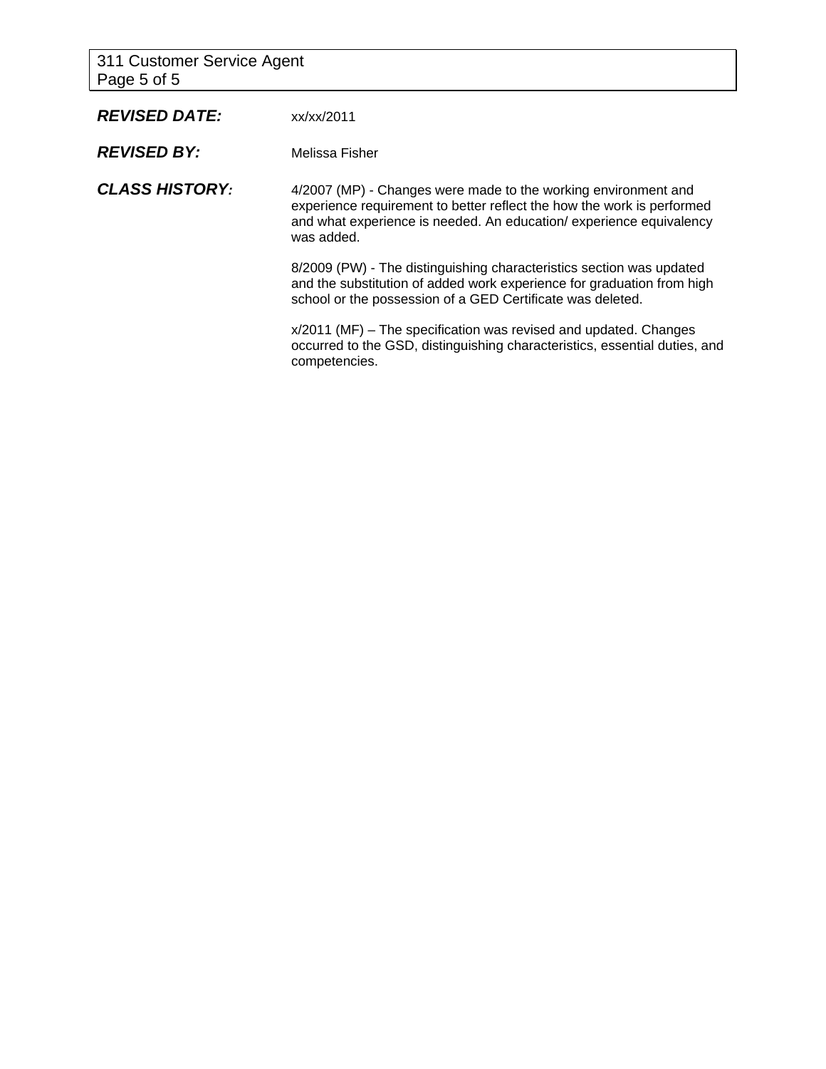***REVISED DATE:*** xx/xx/2011

***REVISED BY:*** Melissa Fisher

***CLASS HISTORY:***

4/2007 (MP) - Changes were made to the working environment and experience requirement to better reflect the how the work is performed and what experience is needed. An education/ experience equivalency was added.

8/2009 (PW) - The distinguishing characteristics section was updated and the substitution of added work experience for graduation from high school or the possession of a GED Certificate was deleted.

x/2011 (MF) – The specification was revised and updated. Changes occurred to the GSD, distinguishing characteristics, essential duties, and competencies.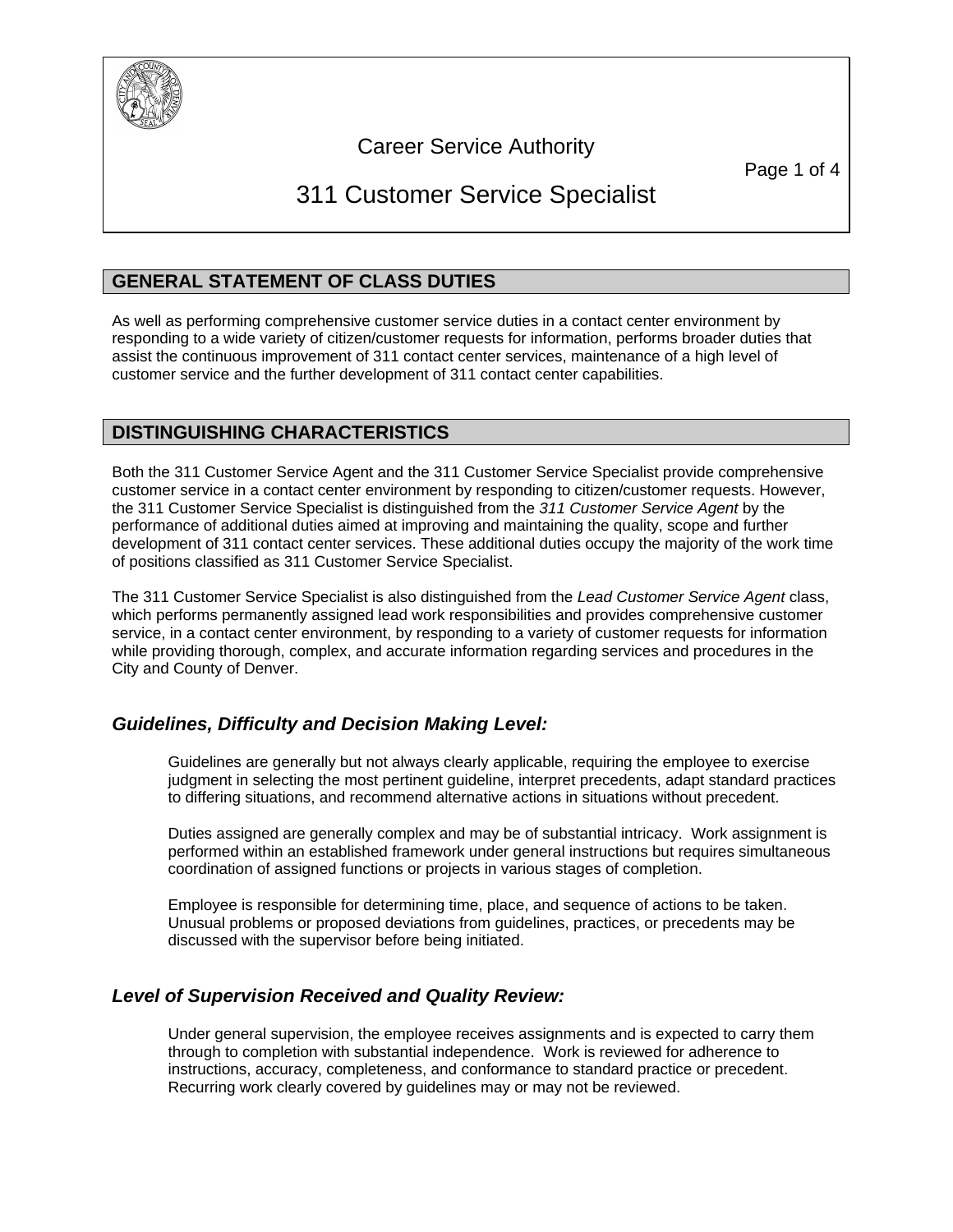# Career Service Authority

# 311 Customer Service Specialist

## GENERAL STATEMENT OF CLASS DUTIES

As well as performing comprehensive customer service duties in a contact center environment by responding to a wide variety of citizen/customer requests for information, performs broader duties that assist the continuous improvement of 311 contact center services, maintenance of a high level of customer service and the further development of 311 contact center capabilities.

## DISTINGUISHING CHARACTERISTICS

Both the 311 Customer Service Agent and the 311 Customer Service Specialist provide comprehensive customer service in a contact center environment by responding to citizen/customer requests. However, the 311 Customer Service Specialist is distinguished from the *311 Customer Service Agent* by the performance of additional duties aimed at improving and maintaining the quality, scope and further development of 311 contact center services. These additional duties occupy the majority of the work time of positions classified as 311 Customer Service Specialist.

The 311 Customer Service Specialist is also distinguished from the *Lead Customer Service Agent* class, which performs permanently assigned lead work responsibilities and provides comprehensive customer service, in a contact center environment, by responding to a variety of customer requests for information while providing thorough, complex, and accurate information regarding services and procedures in the City and County of Denver.

### *Guidelines, Difficulty and Decision Making Level:*

Guidelines are generally but not always clearly applicable, requiring the employee to exercise judgment in selecting the most pertinent guideline, interpret precedents, adapt standard practices to differing situations, and recommend alternative actions in situations without precedent.

Duties assigned are generally complex and may be of substantial intricacy. Work assignment is performed within an established framework under general instructions but requires simultaneous coordination of assigned functions or projects in various stages of completion.

Employee is responsible for determining time, place, and sequence of actions to be taken. Unusual problems or proposed deviations from guidelines, practices, or precedents may be discussed with the supervisor before being initiated.

### *Level of Supervision Received and Quality Review:*

Under general supervision, the employee receives assignments and is expected to carry them through to completion with substantial independence. Work is reviewed for adherence to instructions, accuracy, completeness, and conformance to standard practice or precedent. Recurring work clearly covered by guidelines may or may not be reviewed.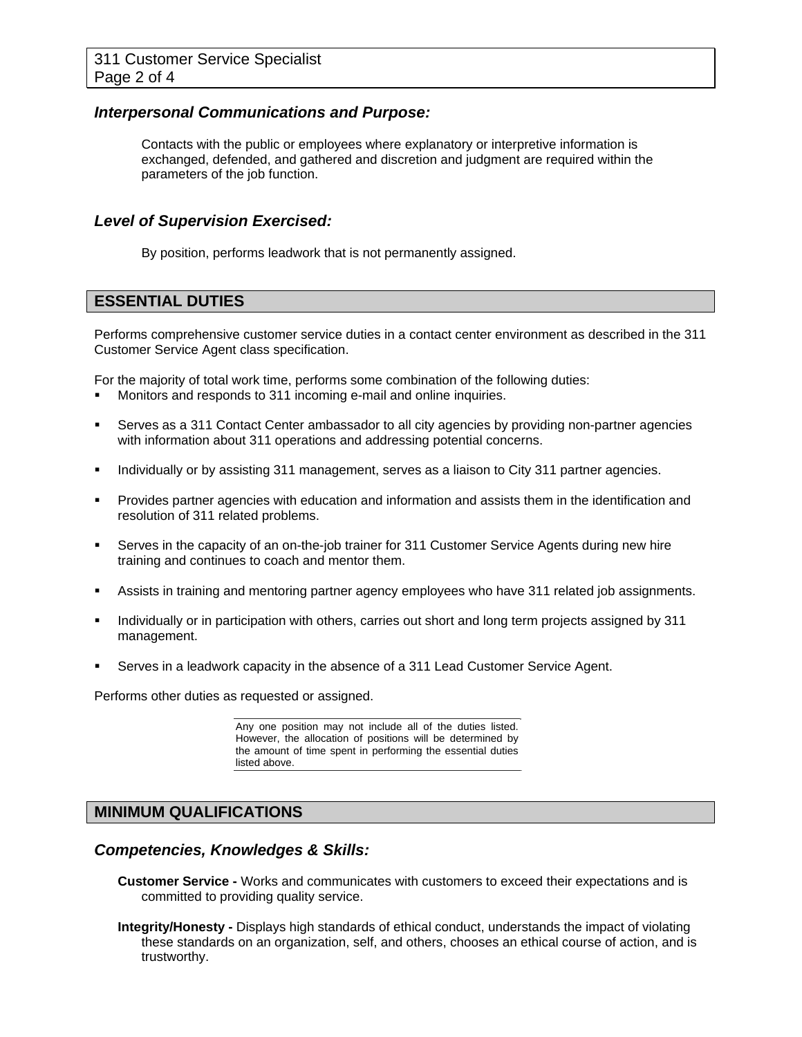### *Interpersonal Communications and Purpose:*

Contacts with the public or employees where explanatory or interpretive information is exchanged, defended, and gathered and discretion and judgment are required within the parameters of the job function.

### *Level of Supervision Exercised:*

By position, performs leadwork that is not permanently assigned.

## ESSENTIAL DUTIES

Performs comprehensive customer service duties in a contact center environment as described in the 311 Customer Service Agent class specification.

For the majority of total work time, performs some combination of the following duties:

- Monitors and responds to 311 incoming e-mail and online inquiries.
- Serves as a 311 Contact Center ambassador to all city agencies by providing non-partner agencies with information about 311 operations and addressing potential concerns.
- Individually or by assisting 311 management, serves as a liaison to City 311 partner agencies.
- Provides partner agencies with education and information and assists them in the identification and resolution of 311 related problems.
- Serves in the capacity of an on-the-job trainer for 311 Customer Service Agents during new hire training and continues to coach and mentor them.
- Assists in training and mentoring partner agency employees who have 311 related job assignments.
- Individually or in participation with others, carries out short and long term projects assigned by 311 management.
- Serves in a leadwork capacity in the absence of a 311 Lead Customer Service Agent.

Performs other duties as requested or assigned.

Any one position may not include all of the duties listed. However, the allocation of positions will be determined by the amount of time spent in performing the essential duties listed above.

## MINIMUM QUALIFICATIONS

### *Competencies, Knowledges & Skills:*

**Customer Service -** Works and communicates with customers to exceed their expectations and is committed to providing quality service.

**Integrity/Honesty -** Displays high standards of ethical conduct, understands the impact of violating these standards on an organization, self, and others, chooses an ethical course of action, and is trustworthy.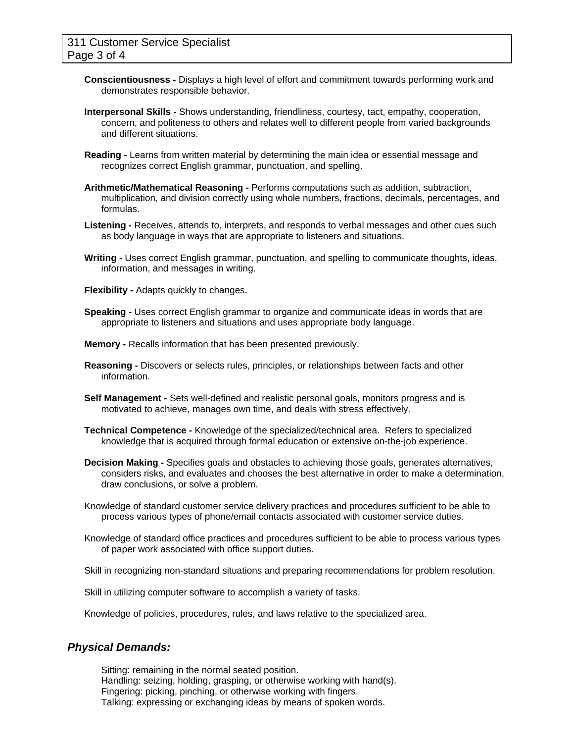**Conscientiousness -** Displays a high level of effort and commitment towards performing work and demonstrates responsible behavior.

**Interpersonal Skills -** Shows understanding, friendliness, courtesy, tact, empathy, cooperation, concern, and politeness to others and relates well to different people from varied backgrounds and different situations.

**Reading -** Learns from written material by determining the main idea or essential message and recognizes correct English grammar, punctuation, and spelling.

**Arithmetic/Mathematical Reasoning -** Performs computations such as addition, subtraction, multiplication, and division correctly using whole numbers, fractions, decimals, percentages, and formulas.

**Listening -** Receives, attends to, interprets, and responds to verbal messages and other cues such as body language in ways that are appropriate to listeners and situations.

**Writing -** Uses correct English grammar, punctuation, and spelling to communicate thoughts, ideas, information, and messages in writing.

**Flexibility -** Adapts quickly to changes.

**Speaking -** Uses correct English grammar to organize and communicate ideas in words that are appropriate to listeners and situations and uses appropriate body language.

**Memory -** Recalls information that has been presented previously.

**Reasoning -** Discovers or selects rules, principles, or relationships between facts and other information.

**Self Management -** Sets well-defined and realistic personal goals, monitors progress and is motivated to achieve, manages own time, and deals with stress effectively.

**Technical Competence -** Knowledge of the specialized/technical area. Refers to specialized knowledge that is acquired through formal education or extensive on-the-job experience.

**Decision Making -** Specifies goals and obstacles to achieving those goals, generates alternatives, considers risks, and evaluates and chooses the best alternative in order to make a determination, draw conclusions, or solve a problem.

Knowledge of standard customer service delivery practices and procedures sufficient to be able to process various types of phone/email contacts associated with customer service duties.

Knowledge of standard office practices and procedures sufficient to be able to process various types of paper work associated with office support duties.

Skill in recognizing non-standard situations and preparing recommendations for problem resolution.

Skill in utilizing computer software to accomplish a variety of tasks.

Knowledge of policies, procedures, rules, and laws relative to the specialized area.

## *Physical Demands:*

Sitting: remaining in the normal seated position.
Handling: seizing, holding, grasping, or otherwise working with hand(s).
Fingering: picking, pinching, or otherwise working with fingers.
Talking: expressing or exchanging ideas by means of spoken words.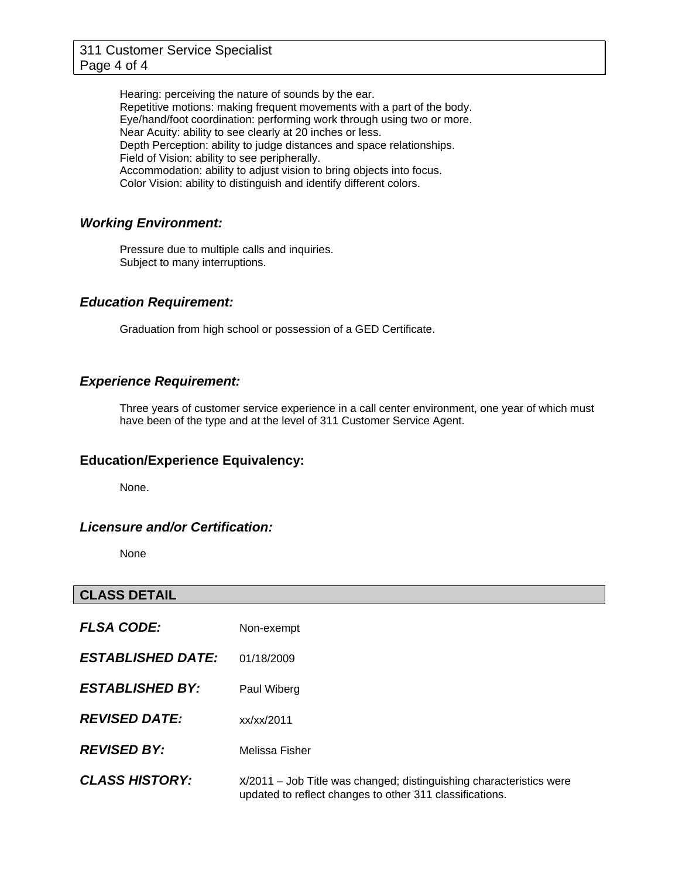Hearing: perceiving the nature of sounds by the ear.
Repetitive motions: making frequent movements with a part of the body.
Eye/hand/foot coordination: performing work through using two or more.
Near Acuity: ability to see clearly at 20 inches or less.
Depth Perception: ability to judge distances and space relationships.
Field of Vision: ability to see peripherally.
Accommodation: ability to adjust vision to bring objects into focus.
Color Vision: ability to distinguish and identify different colors.

### *Working Environment:*

Pressure due to multiple calls and inquiries.
Subject to many interruptions.

### *Education Requirement:*

Graduation from high school or possession of a GED Certificate.

### *Experience Requirement:*

Three years of customer service experience in a call center environment, one year of which must have been of the type and at the level of 311 Customer Service Agent.

### Education/Experience Equivalency:

None.

### *Licensure and/or Certification:*

None

## CLASS DETAIL

***FLSA CODE:*** Non-exempt

***ESTABLISHED DATE:*** 01/18/2009

***ESTABLISHED BY:*** Paul Wiberg

***REVISED DATE:*** xx/xx/2011

***REVISED BY:*** Melissa Fisher

***CLASS HISTORY:*** X/2011 – Job Title was changed; distinguishing characteristics were updated to reflect changes to other 311 classifications.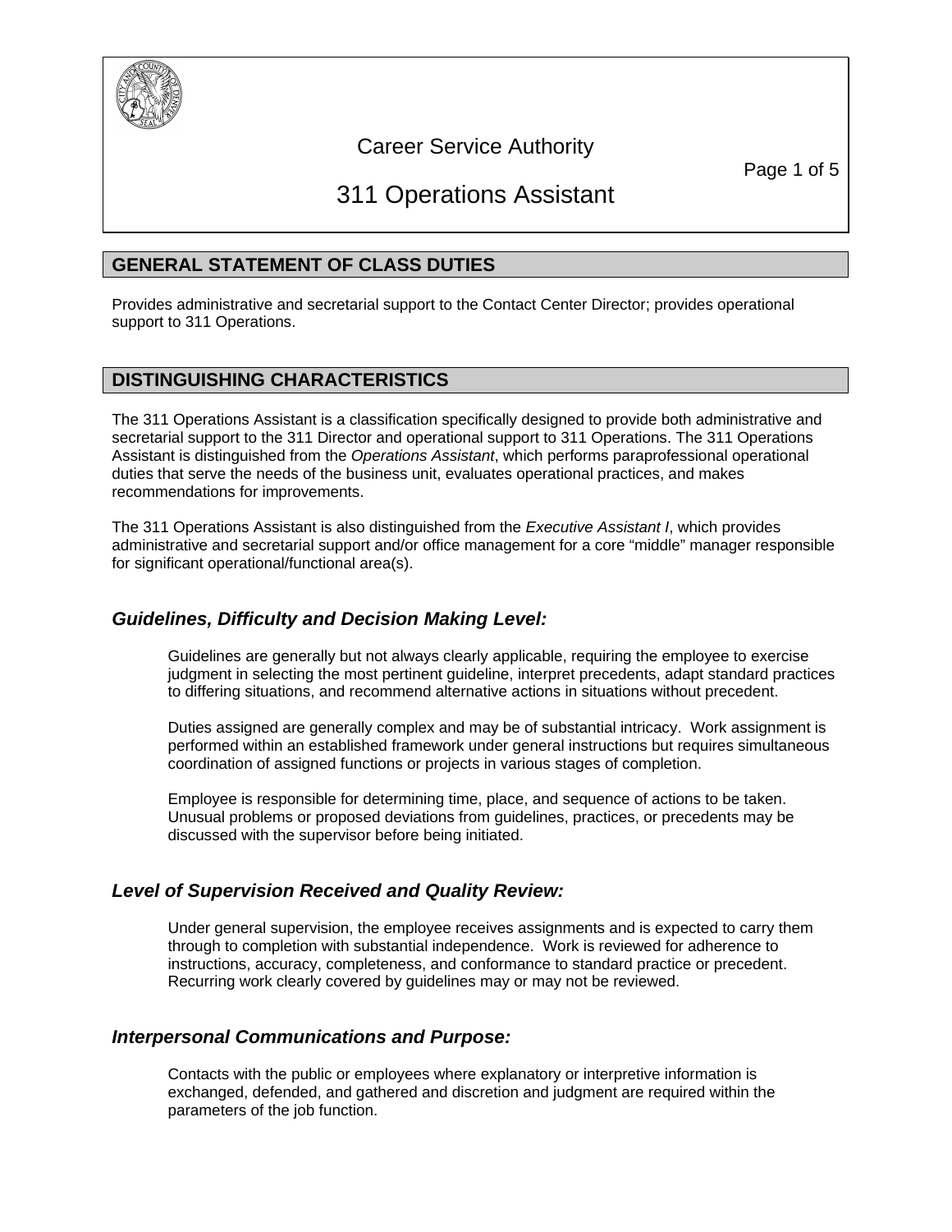Career Service Authority

# 311 Operations Assistant

## GENERAL STATEMENT OF CLASS DUTIES

Provides administrative and secretarial support to the Contact Center Director; provides operational support to 311 Operations.

## DISTINGUISHING CHARACTERISTICS

The 311 Operations Assistant is a classification specifically designed to provide both administrative and secretarial support to the 311 Director and operational support to 311 Operations. The 311 Operations Assistant is distinguished from the *Operations Assistant*, which performs paraprofessional operational duties that serve the needs of the business unit, evaluates operational practices, and makes recommendations for improvements.

The 311 Operations Assistant is also distinguished from the *Executive Assistant I*, which provides administrative and secretarial support and/or office management for a core "middle" manager responsible for significant operational/functional area(s).

### *Guidelines, Difficulty and Decision Making Level:*

Guidelines are generally but not always clearly applicable, requiring the employee to exercise judgment in selecting the most pertinent guideline, interpret precedents, adapt standard practices to differing situations, and recommend alternative actions in situations without precedent.

Duties assigned are generally complex and may be of substantial intricacy. Work assignment is performed within an established framework under general instructions but requires simultaneous coordination of assigned functions or projects in various stages of completion.

Employee is responsible for determining time, place, and sequence of actions to be taken. Unusual problems or proposed deviations from guidelines, practices, or precedents may be discussed with the supervisor before being initiated.

### *Level of Supervision Received and Quality Review:*

Under general supervision, the employee receives assignments and is expected to carry them through to completion with substantial independence. Work is reviewed for adherence to instructions, accuracy, completeness, and conformance to standard practice or precedent. Recurring work clearly covered by guidelines may or may not be reviewed.

### *Interpersonal Communications and Purpose:*

Contacts with the public or employees where explanatory or interpretive information is exchanged, defended, and gathered and discretion and judgment are required within the parameters of the job function.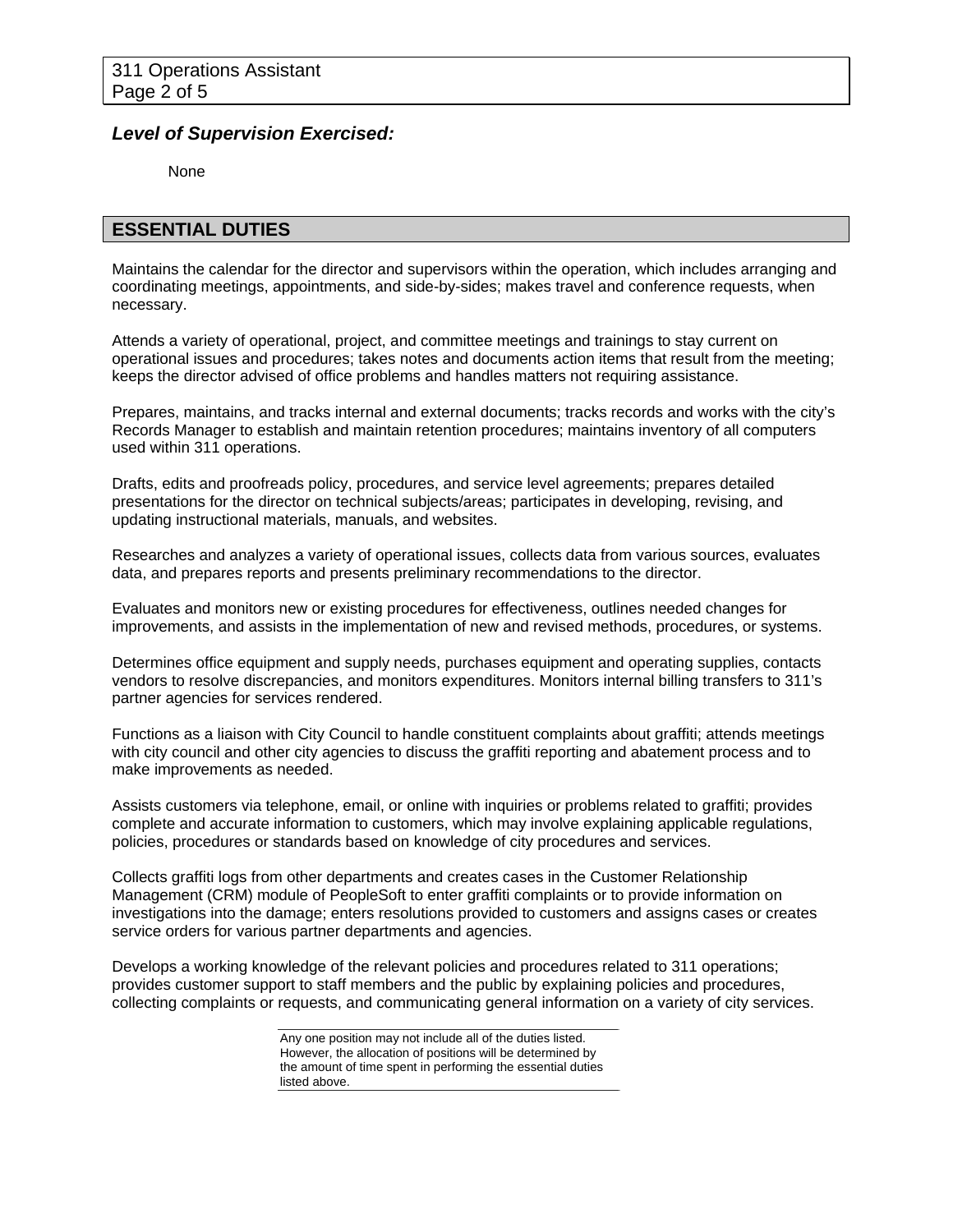### *Level of Supervision Exercised:*

None

## ESSENTIAL DUTIES

Maintains the calendar for the director and supervisors within the operation, which includes arranging and coordinating meetings, appointments, and side-by-sides; makes travel and conference requests, when necessary.

Attends a variety of operational, project, and committee meetings and trainings to stay current on operational issues and procedures; takes notes and documents action items that result from the meeting; keeps the director advised of office problems and handles matters not requiring assistance.

Prepares, maintains, and tracks internal and external documents; tracks records and works with the city's Records Manager to establish and maintain retention procedures; maintains inventory of all computers used within 311 operations.

Drafts, edits and proofreads policy, procedures, and service level agreements; prepares detailed presentations for the director on technical subjects/areas; participates in developing, revising, and updating instructional materials, manuals, and websites.

Researches and analyzes a variety of operational issues, collects data from various sources, evaluates data, and prepares reports and presents preliminary recommendations to the director.

Evaluates and monitors new or existing procedures for effectiveness, outlines needed changes for improvements, and assists in the implementation of new and revised methods, procedures, or systems.

Determines office equipment and supply needs, purchases equipment and operating supplies, contacts vendors to resolve discrepancies, and monitors expenditures. Monitors internal billing transfers to 311's partner agencies for services rendered.

Functions as a liaison with City Council to handle constituent complaints about graffiti; attends meetings with city council and other city agencies to discuss the graffiti reporting and abatement process and to make improvements as needed.

Assists customers via telephone, email, or online with inquiries or problems related to graffiti; provides complete and accurate information to customers, which may involve explaining applicable regulations, policies, procedures or standards based on knowledge of city procedures and services.

Collects graffiti logs from other departments and creates cases in the Customer Relationship Management (CRM) module of PeopleSoft to enter graffiti complaints or to provide information on investigations into the damage; enters resolutions provided to customers and assigns cases or creates service orders for various partner departments and agencies.

Develops a working knowledge of the relevant policies and procedures related to 311 operations; provides customer support to staff members and the public by explaining policies and procedures, collecting complaints or requests, and communicating general information on a variety of city services.

Any one position may not include all of the duties listed. However, the allocation of positions will be determined by the amount of time spent in performing the essential duties listed above.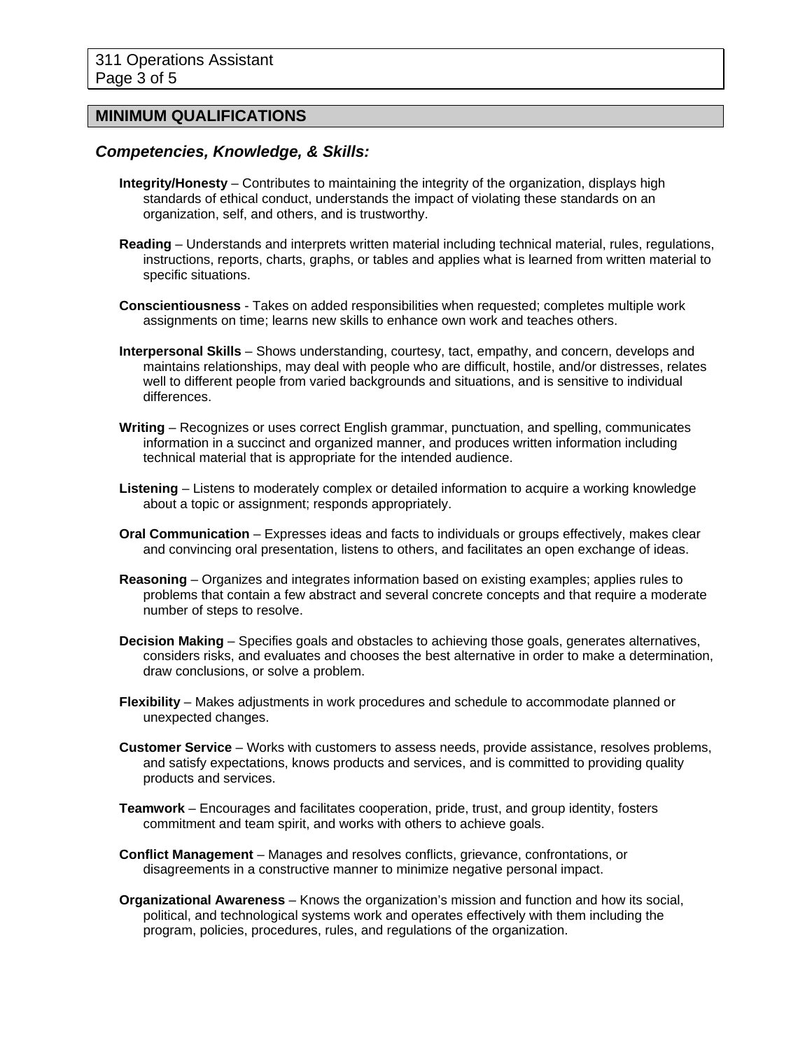## MINIMUM QUALIFICATIONS

### *Competencies, Knowledge, & Skills:*

**Integrity/Honesty** – Contributes to maintaining the integrity of the organization, displays high standards of ethical conduct, understands the impact of violating these standards on an organization, self, and others, and is trustworthy.

**Reading** – Understands and interprets written material including technical material, rules, regulations, instructions, reports, charts, graphs, or tables and applies what is learned from written material to specific situations.

**Conscientiousness** - Takes on added responsibilities when requested; completes multiple work assignments on time; learns new skills to enhance own work and teaches others.

**Interpersonal Skills** – Shows understanding, courtesy, tact, empathy, and concern, develops and maintains relationships, may deal with people who are difficult, hostile, and/or distresses, relates well to different people from varied backgrounds and situations, and is sensitive to individual differences.

**Writing** – Recognizes or uses correct English grammar, punctuation, and spelling, communicates information in a succinct and organized manner, and produces written information including technical material that is appropriate for the intended audience.

**Listening** – Listens to moderately complex or detailed information to acquire a working knowledge about a topic or assignment; responds appropriately.

**Oral Communication** – Expresses ideas and facts to individuals or groups effectively, makes clear and convincing oral presentation, listens to others, and facilitates an open exchange of ideas.

**Reasoning** – Organizes and integrates information based on existing examples; applies rules to problems that contain a few abstract and several concrete concepts and that require a moderate number of steps to resolve.

**Decision Making** – Specifies goals and obstacles to achieving those goals, generates alternatives, considers risks, and evaluates and chooses the best alternative in order to make a determination, draw conclusions, or solve a problem.

**Flexibility** – Makes adjustments in work procedures and schedule to accommodate planned or unexpected changes.

**Customer Service** – Works with customers to assess needs, provide assistance, resolves problems, and satisfy expectations, knows products and services, and is committed to providing quality products and services.

**Teamwork** – Encourages and facilitates cooperation, pride, trust, and group identity, fosters commitment and team spirit, and works with others to achieve goals.

**Conflict Management** – Manages and resolves conflicts, grievance, confrontations, or disagreements in a constructive manner to minimize negative personal impact.

**Organizational Awareness** – Knows the organization's mission and function and how its social, political, and technological systems work and operates effectively with them including the program, policies, procedures, rules, and regulations of the organization.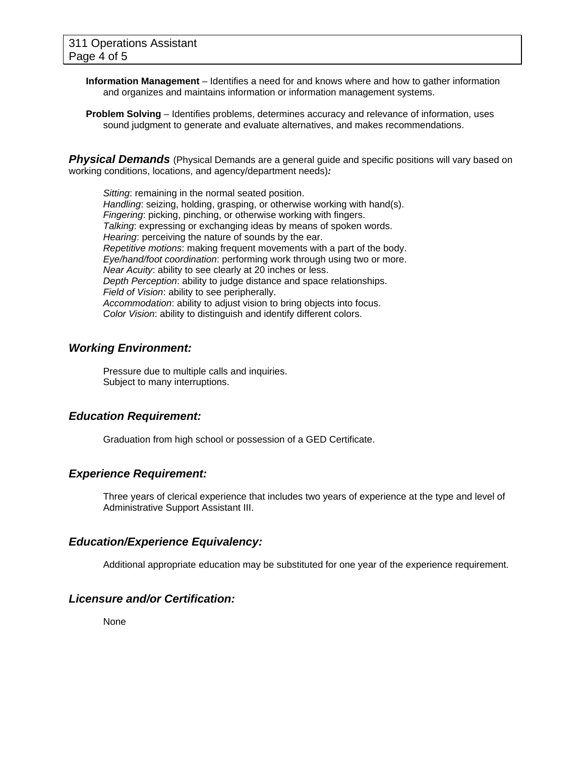**Information Management** – Identifies a need for and knows where and how to gather information and organizes and maintains information or information management systems.

**Problem Solving** – Identifies problems, determines accuracy and relevance of information, uses sound judgment to generate and evaluate alternatives, and makes recommendations.

### ***Physical Demands*** (Physical Demands are a general guide and specific positions will vary based on working conditions, locations, and agency/department needs)***:***

*Sitting*: remaining in the normal seated position.
*Handling*: seizing, holding, grasping, or otherwise working with hand(s).
*Fingering*: picking, pinching, or otherwise working with fingers.
*Talking*: expressing or exchanging ideas by means of spoken words.
*Hearing*: perceiving the nature of sounds by the ear.
*Repetitive motions*: making frequent movements with a part of the body.
*Eye/hand/foot coordination*: performing work through using two or more.
*Near Acuity*: ability to see clearly at 20 inches or less.
*Depth Perception*: ability to judge distance and space relationships.
*Field of Vision*: ability to see peripherally.
*Accommodation*: ability to adjust vision to bring objects into focus.
*Color Vision*: ability to distinguish and identify different colors.

### ***Working Environment:***

Pressure due to multiple calls and inquiries.
Subject to many interruptions.

### ***Education Requirement:***

Graduation from high school or possession of a GED Certificate.

### ***Experience Requirement:***

Three years of clerical experience that includes two years of experience at the type and level of Administrative Support Assistant III.

### ***Education/Experience Equivalency:***

Additional appropriate education may be substituted for one year of the experience requirement.

### ***Licensure and/or Certification:***

None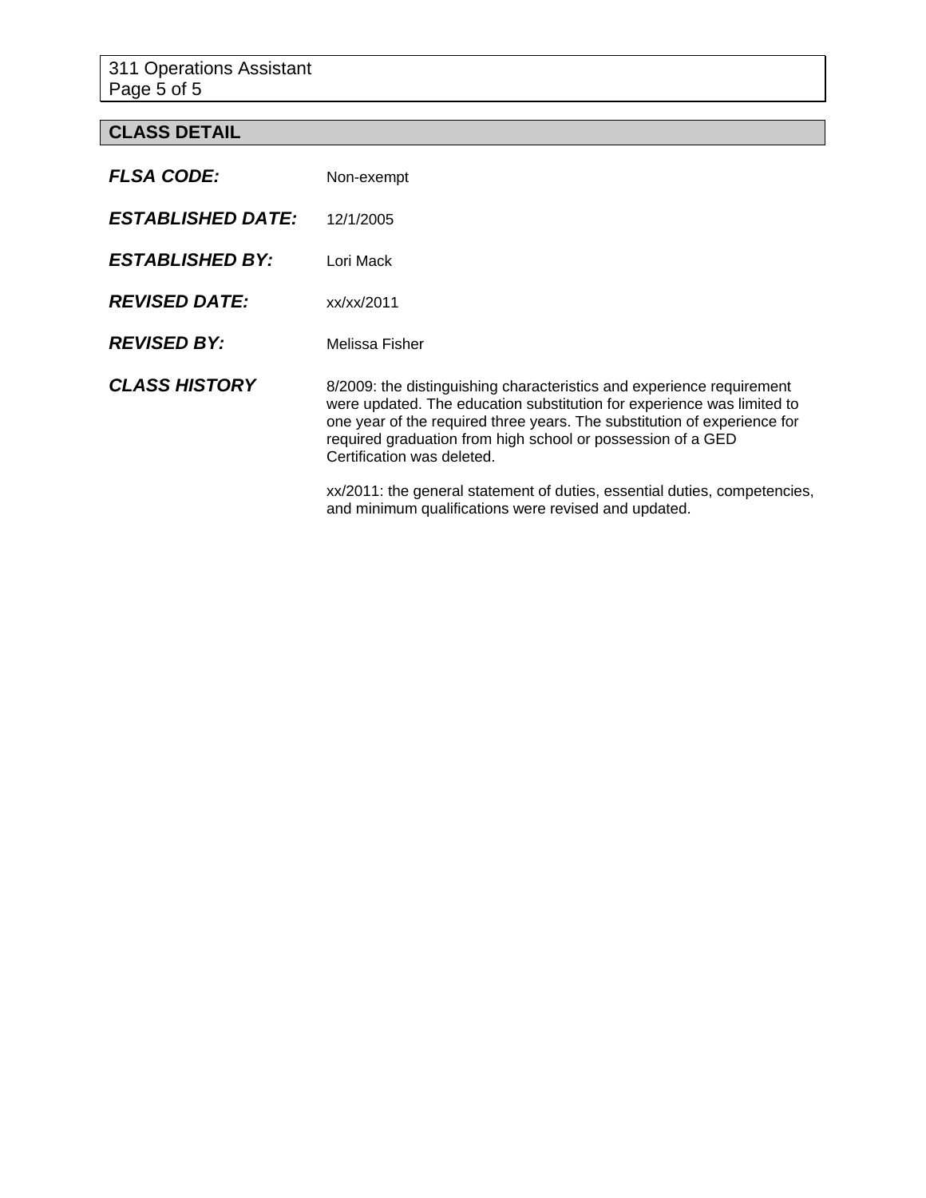## CLASS DETAIL

***FLSA CODE:*** Non-exempt

***ESTABLISHED DATE:*** 12/1/2005

***ESTABLISHED BY:*** Lori Mack

***REVISED DATE:*** xx/xx/2011

***REVISED BY:*** Melissa Fisher

***CLASS HISTORY***

8/2009: the distinguishing characteristics and experience requirement were updated. The education substitution for experience was limited to one year of the required three years. The substitution of experience for required graduation from high school or possession of a GED Certification was deleted.

xx/2011: the general statement of duties, essential duties, competencies, and minimum qualifications were revised and updated.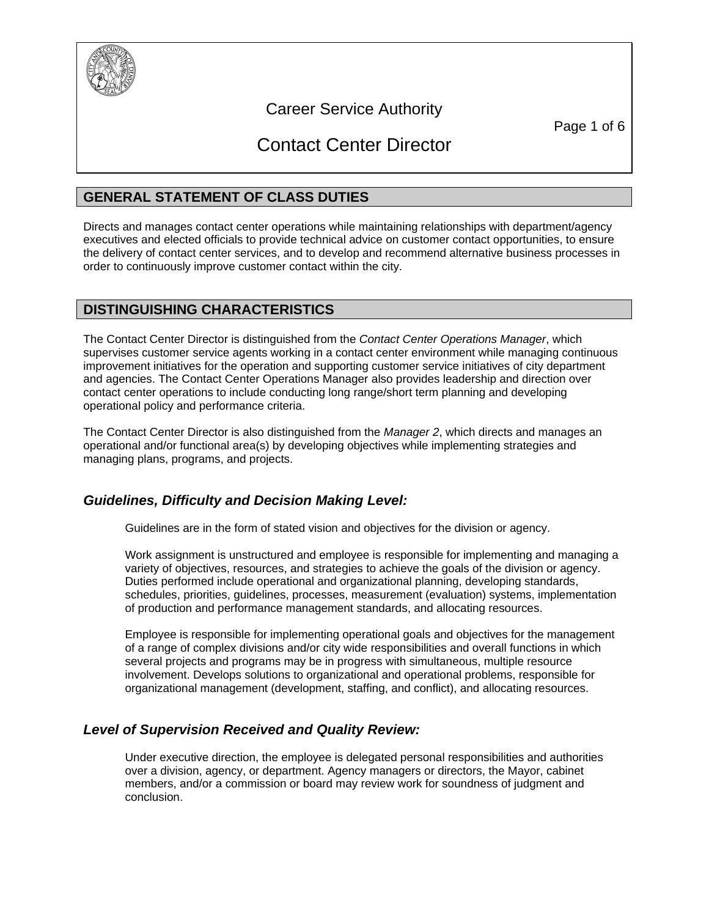Career Service Authority

# Contact Center Director

## GENERAL STATEMENT OF CLASS DUTIES

Directs and manages contact center operations while maintaining relationships with department/agency executives and elected officials to provide technical advice on customer contact opportunities, to ensure the delivery of contact center services, and to develop and recommend alternative business processes in order to continuously improve customer contact within the city.

## DISTINGUISHING CHARACTERISTICS

The Contact Center Director is distinguished from the *Contact Center Operations Manager*, which supervises customer service agents working in a contact center environment while managing continuous improvement initiatives for the operation and supporting customer service initiatives of city department and agencies. The Contact Center Operations Manager also provides leadership and direction over contact center operations to include conducting long range/short term planning and developing operational policy and performance criteria.

The Contact Center Director is also distinguished from the *Manager 2*, which directs and manages an operational and/or functional area(s) by developing objectives while implementing strategies and managing plans, programs, and projects.

### *Guidelines, Difficulty and Decision Making Level:*

Guidelines are in the form of stated vision and objectives for the division or agency.

Work assignment is unstructured and employee is responsible for implementing and managing a variety of objectives, resources, and strategies to achieve the goals of the division or agency. Duties performed include operational and organizational planning, developing standards, schedules, priorities, guidelines, processes, measurement (evaluation) systems, implementation of production and performance management standards, and allocating resources.

Employee is responsible for implementing operational goals and objectives for the management of a range of complex divisions and/or city wide responsibilities and overall functions in which several projects and programs may be in progress with simultaneous, multiple resource involvement. Develops solutions to organizational and operational problems, responsible for organizational management (development, staffing, and conflict), and allocating resources.

### *Level of Supervision Received and Quality Review:*

Under executive direction, the employee is delegated personal responsibilities and authorities over a division, agency, or department. Agency managers or directors, the Mayor, cabinet members, and/or a commission or board may review work for soundness of judgment and conclusion.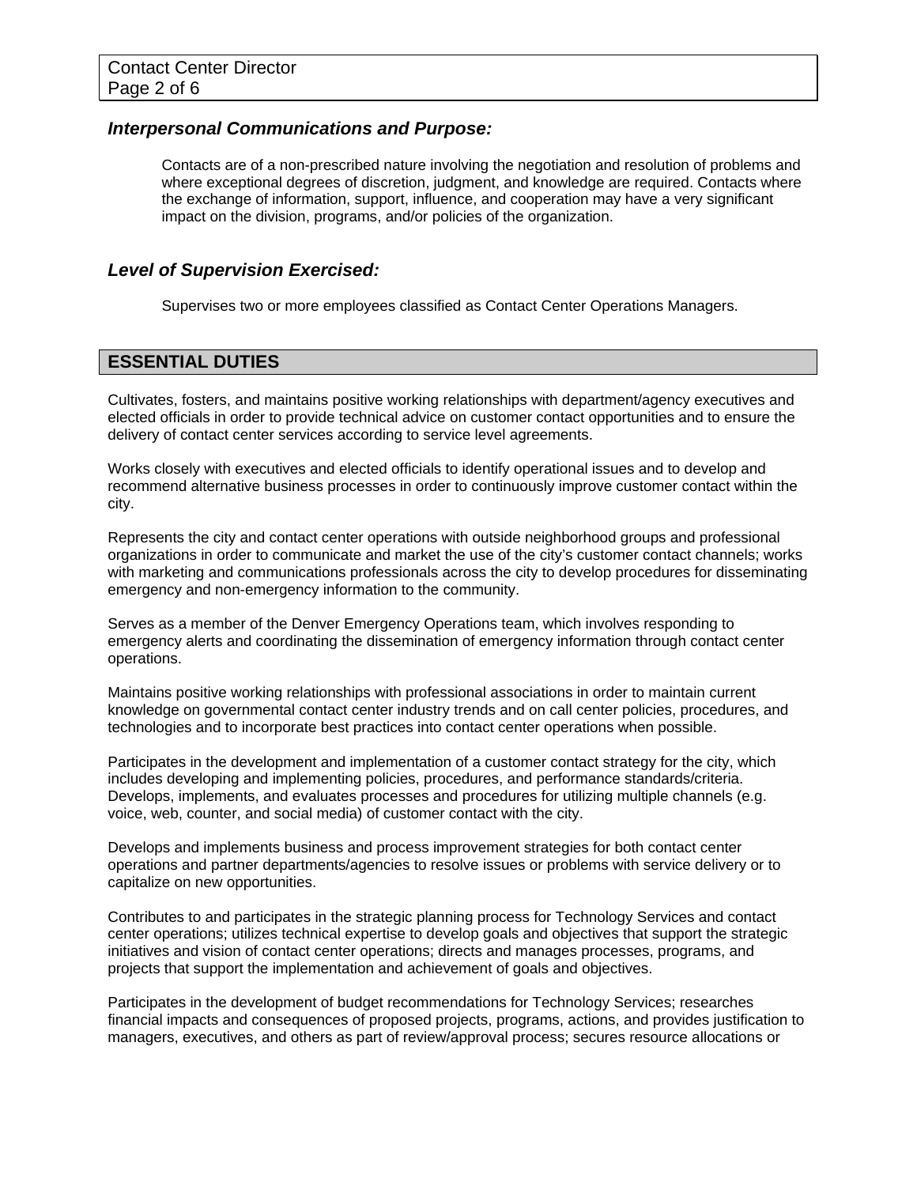### *Interpersonal Communications and Purpose:*

Contacts are of a non-prescribed nature involving the negotiation and resolution of problems and where exceptional degrees of discretion, judgment, and knowledge are required. Contacts where the exchange of information, support, influence, and cooperation may have a very significant impact on the division, programs, and/or policies of the organization.

### *Level of Supervision Exercised:*

Supervises two or more employees classified as Contact Center Operations Managers.

## ESSENTIAL DUTIES

Cultivates, fosters, and maintains positive working relationships with department/agency executives and elected officials in order to provide technical advice on customer contact opportunities and to ensure the delivery of contact center services according to service level agreements.

Works closely with executives and elected officials to identify operational issues and to develop and recommend alternative business processes in order to continuously improve customer contact within the city.

Represents the city and contact center operations with outside neighborhood groups and professional organizations in order to communicate and market the use of the city's customer contact channels; works with marketing and communications professionals across the city to develop procedures for disseminating emergency and non-emergency information to the community.

Serves as a member of the Denver Emergency Operations team, which involves responding to emergency alerts and coordinating the dissemination of emergency information through contact center operations.

Maintains positive working relationships with professional associations in order to maintain current knowledge on governmental contact center industry trends and on call center policies, procedures, and technologies and to incorporate best practices into contact center operations when possible.

Participates in the development and implementation of a customer contact strategy for the city, which includes developing and implementing policies, procedures, and performance standards/criteria. Develops, implements, and evaluates processes and procedures for utilizing multiple channels (e.g. voice, web, counter, and social media) of customer contact with the city.

Develops and implements business and process improvement strategies for both contact center operations and partner departments/agencies to resolve issues or problems with service delivery or to capitalize on new opportunities.

Contributes to and participates in the strategic planning process for Technology Services and contact center operations; utilizes technical expertise to develop goals and objectives that support the strategic initiatives and vision of contact center operations; directs and manages processes, programs, and projects that support the implementation and achievement of goals and objectives.

Participates in the development of budget recommendations for Technology Services; researches financial impacts and consequences of proposed projects, programs, actions, and provides justification to managers, executives, and others as part of review/approval process; secures resource allocations or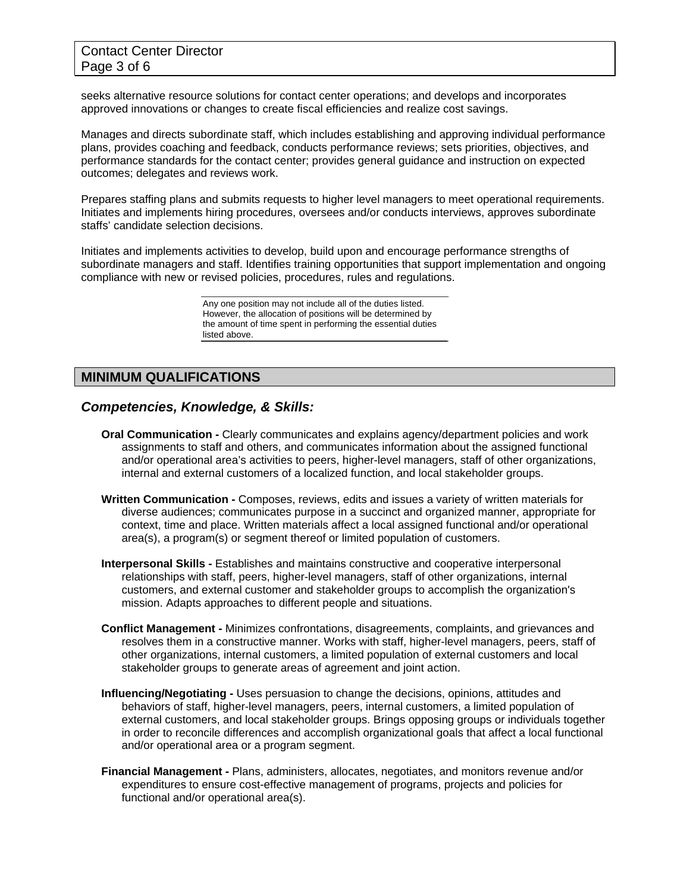seeks alternative resource solutions for contact center operations; and develops and incorporates approved innovations or changes to create fiscal efficiencies and realize cost savings.

Manages and directs subordinate staff, which includes establishing and approving individual performance plans, provides coaching and feedback, conducts performance reviews; sets priorities, objectives, and performance standards for the contact center; provides general guidance and instruction on expected outcomes; delegates and reviews work.

Prepares staffing plans and submits requests to higher level managers to meet operational requirements. Initiates and implements hiring procedures, oversees and/or conducts interviews, approves subordinate staffs' candidate selection decisions.

Initiates and implements activities to develop, build upon and encourage performance strengths of subordinate managers and staff. Identifies training opportunities that support implementation and ongoing compliance with new or revised policies, procedures, rules and regulations.

Any one position may not include all of the duties listed. However, the allocation of positions will be determined by the amount of time spent in performing the essential duties listed above.

## MINIMUM QUALIFICATIONS

### *Competencies, Knowledge, & Skills:*

**Oral Communication -** Clearly communicates and explains agency/department policies and work assignments to staff and others, and communicates information about the assigned functional and/or operational area's activities to peers, higher-level managers, staff of other organizations, internal and external customers of a localized function, and local stakeholder groups.

**Written Communication -** Composes, reviews, edits and issues a variety of written materials for diverse audiences; communicates purpose in a succinct and organized manner, appropriate for context, time and place. Written materials affect a local assigned functional and/or operational area(s), a program(s) or segment thereof or limited population of customers.

**Interpersonal Skills -** Establishes and maintains constructive and cooperative interpersonal relationships with staff, peers, higher-level managers, staff of other organizations, internal customers, and external customer and stakeholder groups to accomplish the organization's mission. Adapts approaches to different people and situations.

**Conflict Management -** Minimizes confrontations, disagreements, complaints, and grievances and resolves them in a constructive manner. Works with staff, higher-level managers, peers, staff of other organizations, internal customers, a limited population of external customers and local stakeholder groups to generate areas of agreement and joint action.

**Influencing/Negotiating -** Uses persuasion to change the decisions, opinions, attitudes and behaviors of staff, higher-level managers, peers, internal customers, a limited population of external customers, and local stakeholder groups. Brings opposing groups or individuals together in order to reconcile differences and accomplish organizational goals that affect a local functional and/or operational area or a program segment.

**Financial Management -** Plans, administers, allocates, negotiates, and monitors revenue and/or expenditures to ensure cost-effective management of programs, projects and policies for functional and/or operational area(s).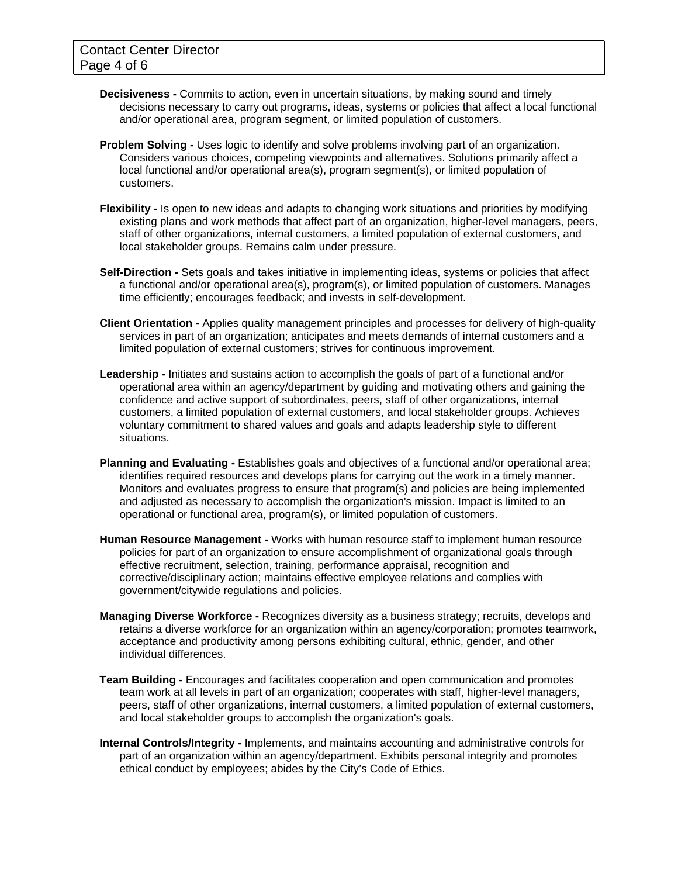**Decisiveness -** Commits to action, even in uncertain situations, by making sound and timely decisions necessary to carry out programs, ideas, systems or policies that affect a local functional and/or operational area, program segment, or limited population of customers.

**Problem Solving -** Uses logic to identify and solve problems involving part of an organization. Considers various choices, competing viewpoints and alternatives. Solutions primarily affect a local functional and/or operational area(s), program segment(s), or limited population of customers.

**Flexibility -** Is open to new ideas and adapts to changing work situations and priorities by modifying existing plans and work methods that affect part of an organization, higher-level managers, peers, staff of other organizations, internal customers, a limited population of external customers, and local stakeholder groups. Remains calm under pressure.

**Self-Direction -** Sets goals and takes initiative in implementing ideas, systems or policies that affect a functional and/or operational area(s), program(s), or limited population of customers. Manages time efficiently; encourages feedback; and invests in self-development.

**Client Orientation -** Applies quality management principles and processes for delivery of high-quality services in part of an organization; anticipates and meets demands of internal customers and a limited population of external customers; strives for continuous improvement.

**Leadership -** Initiates and sustains action to accomplish the goals of part of a functional and/or operational area within an agency/department by guiding and motivating others and gaining the confidence and active support of subordinates, peers, staff of other organizations, internal customers, a limited population of external customers, and local stakeholder groups. Achieves voluntary commitment to shared values and goals and adapts leadership style to different situations.

**Planning and Evaluating -** Establishes goals and objectives of a functional and/or operational area; identifies required resources and develops plans for carrying out the work in a timely manner. Monitors and evaluates progress to ensure that program(s) and policies are being implemented and adjusted as necessary to accomplish the organization's mission. Impact is limited to an operational or functional area, program(s), or limited population of customers.

**Human Resource Management -** Works with human resource staff to implement human resource policies for part of an organization to ensure accomplishment of organizational goals through effective recruitment, selection, training, performance appraisal, recognition and corrective/disciplinary action; maintains effective employee relations and complies with government/citywide regulations and policies.

**Managing Diverse Workforce -** Recognizes diversity as a business strategy; recruits, develops and retains a diverse workforce for an organization within an agency/corporation; promotes teamwork, acceptance and productivity among persons exhibiting cultural, ethnic, gender, and other individual differences.

**Team Building -** Encourages and facilitates cooperation and open communication and promotes team work at all levels in part of an organization; cooperates with staff, higher-level managers, peers, staff of other organizations, internal customers, a limited population of external customers, and local stakeholder groups to accomplish the organization's goals.

**Internal Controls/Integrity -** Implements, and maintains accounting and administrative controls for part of an organization within an agency/department. Exhibits personal integrity and promotes ethical conduct by employees; abides by the City's Code of Ethics.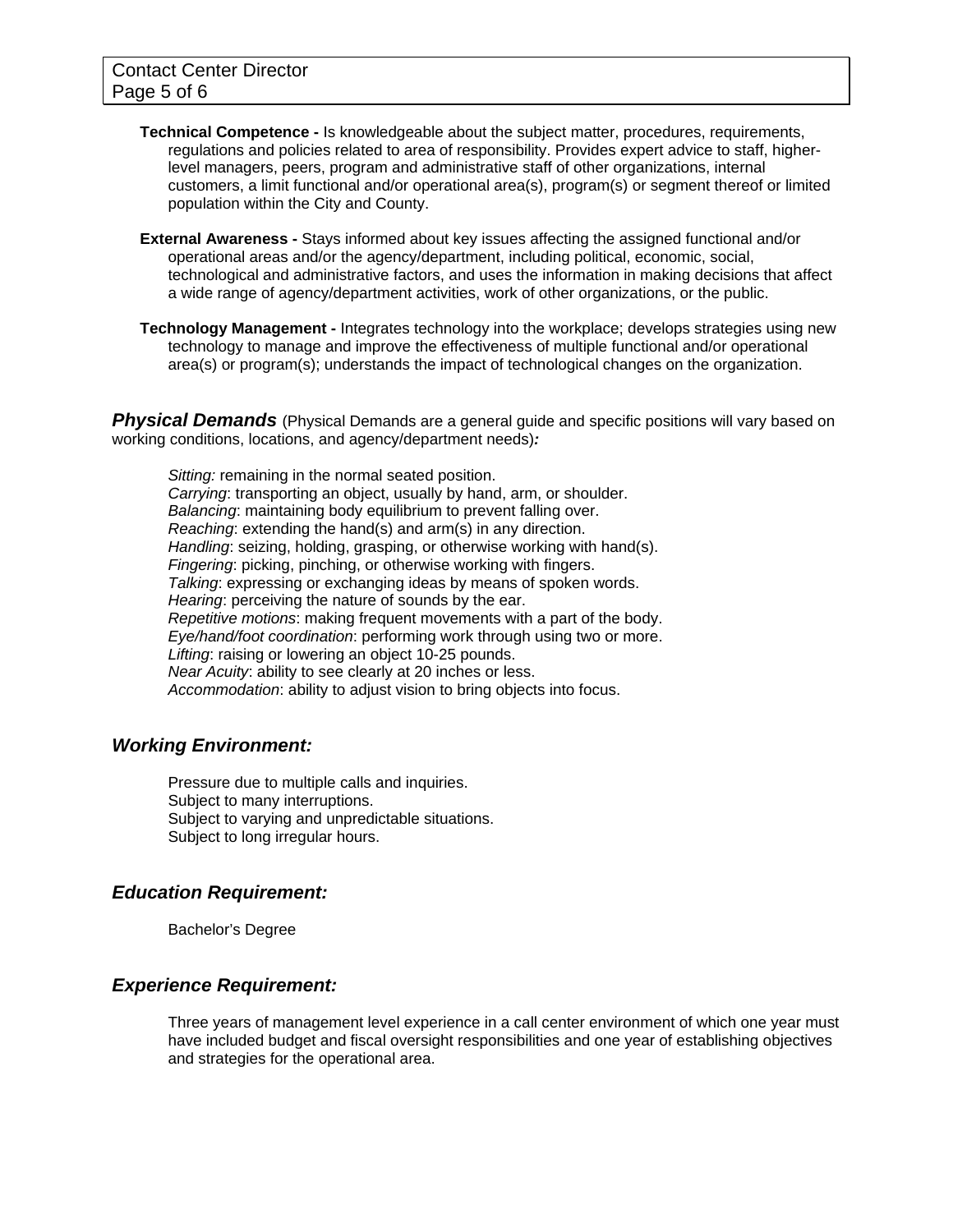**Technical Competence -** Is knowledgeable about the subject matter, procedures, requirements, regulations and policies related to area of responsibility. Provides expert advice to staff, higher-level managers, peers, program and administrative staff of other organizations, internal customers, a limit functional and/or operational area(s), program(s) or segment thereof or limited population within the City and County.

**External Awareness -** Stays informed about key issues affecting the assigned functional and/or operational areas and/or the agency/department, including political, economic, social, technological and administrative factors, and uses the information in making decisions that affect a wide range of agency/department activities, work of other organizations, or the public.

**Technology Management -** Integrates technology into the workplace; develops strategies using new technology to manage and improve the effectiveness of multiple functional and/or operational area(s) or program(s); understands the impact of technological changes on the organization.

## ***Physical Demands*** (Physical Demands are a general guide and specific positions will vary based on working conditions, locations, and agency/department needs)***:***

*Sitting:* remaining in the normal seated position.
*Carrying*: transporting an object, usually by hand, arm, or shoulder.
*Balancing*: maintaining body equilibrium to prevent falling over.
*Reaching*: extending the hand(s) and arm(s) in any direction.
*Handling*: seizing, holding, grasping, or otherwise working with hand(s).
*Fingering*: picking, pinching, or otherwise working with fingers.
*Talking*: expressing or exchanging ideas by means of spoken words.
*Hearing*: perceiving the nature of sounds by the ear.
*Repetitive motions*: making frequent movements with a part of the body.
*Eye/hand/foot coordination*: performing work through using two or more.
*Lifting*: raising or lowering an object 10-25 pounds.
*Near Acuity*: ability to see clearly at 20 inches or less.
*Accommodation*: ability to adjust vision to bring objects into focus.

## ***Working Environment:***

Pressure due to multiple calls and inquiries.
Subject to many interruptions.
Subject to varying and unpredictable situations.
Subject to long irregular hours.

## ***Education Requirement:***

Bachelor's Degree

## ***Experience Requirement:***

Three years of management level experience in a call center environment of which one year must have included budget and fiscal oversight responsibilities and one year of establishing objectives and strategies for the operational area.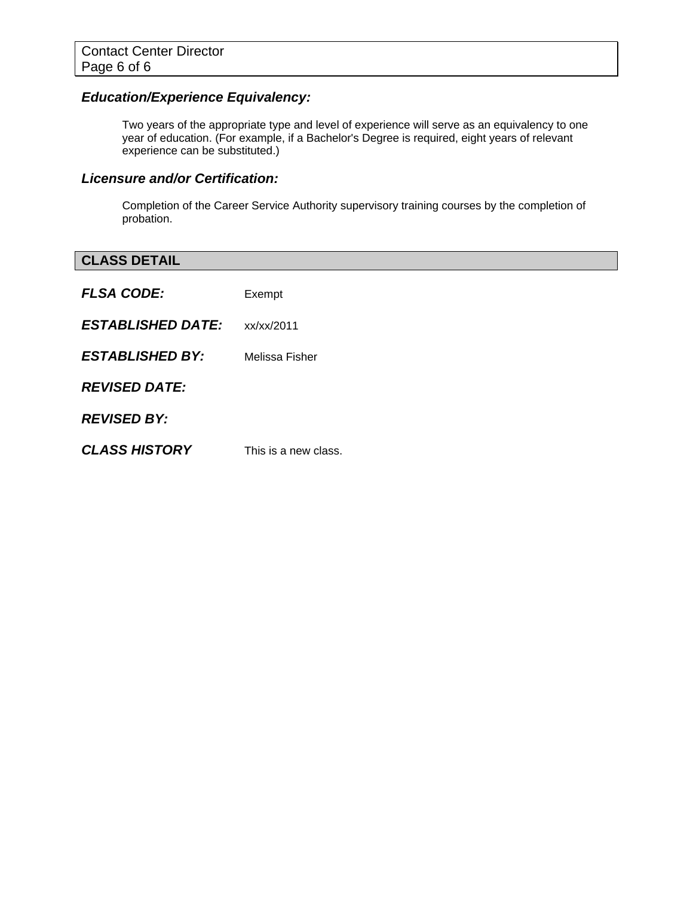### *Education/Experience Equivalency:*

Two years of the appropriate type and level of experience will serve as an equivalency to one year of education. (For example, if a Bachelor's Degree is required, eight years of relevant experience can be substituted.)

### *Licensure and/or Certification:*

Completion of the Career Service Authority supervisory training courses by the completion of probation.

## CLASS DETAIL

***FLSA CODE:*** Exempt

***ESTABLISHED DATE:*** xx/xx/2011

***ESTABLISHED BY:*** Melissa Fisher

***REVISED DATE:***

***REVISED BY:***

***CLASS HISTORY*** This is a new class.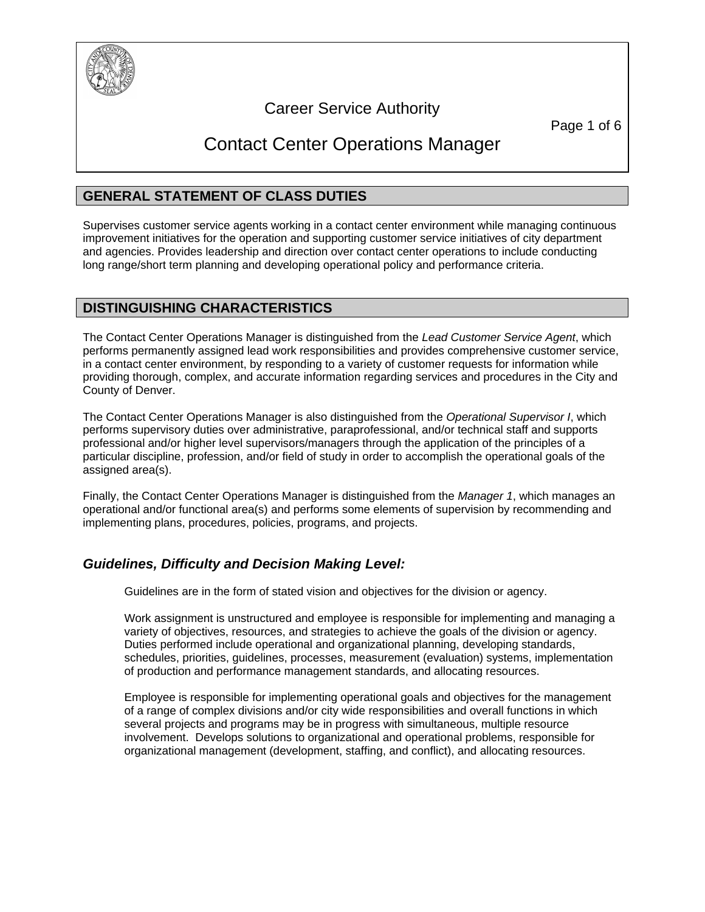Career Service Authority

# Contact Center Operations Manager

## GENERAL STATEMENT OF CLASS DUTIES

Supervises customer service agents working in a contact center environment while managing continuous improvement initiatives for the operation and supporting customer service initiatives of city department and agencies. Provides leadership and direction over contact center operations to include conducting long range/short term planning and developing operational policy and performance criteria.

## DISTINGUISHING CHARACTERISTICS

The Contact Center Operations Manager is distinguished from the *Lead Customer Service Agent*, which performs permanently assigned lead work responsibilities and provides comprehensive customer service, in a contact center environment, by responding to a variety of customer requests for information while providing thorough, complex, and accurate information regarding services and procedures in the City and County of Denver.

The Contact Center Operations Manager is also distinguished from the *Operational Supervisor I*, which performs supervisory duties over administrative, paraprofessional, and/or technical staff and supports professional and/or higher level supervisors/managers through the application of the principles of a particular discipline, profession, and/or field of study in order to accomplish the operational goals of the assigned area(s).

Finally, the Contact Center Operations Manager is distinguished from the *Manager 1*, which manages an operational and/or functional area(s) and performs some elements of supervision by recommending and implementing plans, procedures, policies, programs, and projects.

### *Guidelines, Difficulty and Decision Making Level:*

Guidelines are in the form of stated vision and objectives for the division or agency.

Work assignment is unstructured and employee is responsible for implementing and managing a variety of objectives, resources, and strategies to achieve the goals of the division or agency. Duties performed include operational and organizational planning, developing standards, schedules, priorities, guidelines, processes, measurement (evaluation) systems, implementation of production and performance management standards, and allocating resources.

Employee is responsible for implementing operational goals and objectives for the management of a range of complex divisions and/or city wide responsibilities and overall functions in which several projects and programs may be in progress with simultaneous, multiple resource involvement. Develops solutions to organizational and operational problems, responsible for organizational management (development, staffing, and conflict), and allocating resources.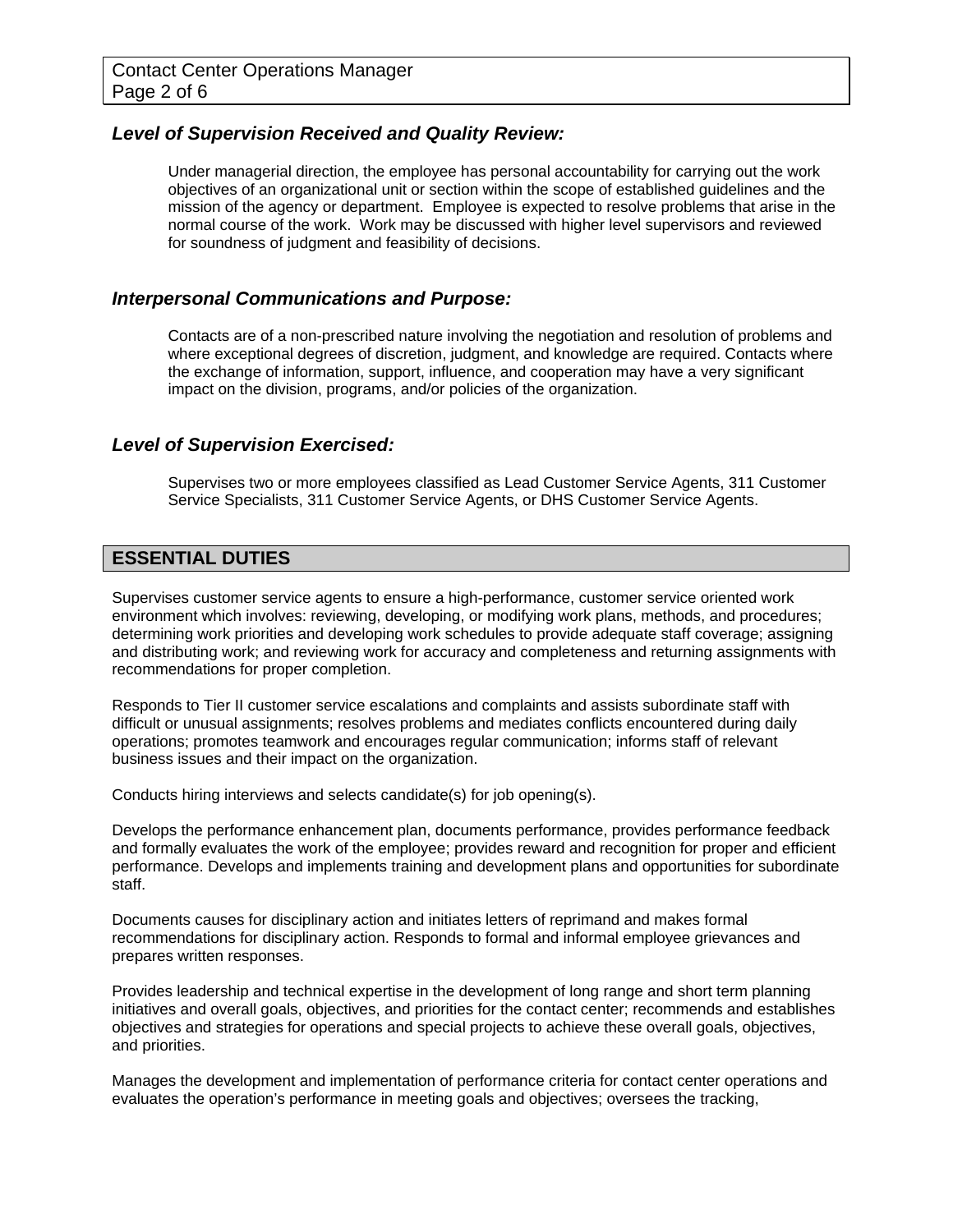### *Level of Supervision Received and Quality Review:*

Under managerial direction, the employee has personal accountability for carrying out the work objectives of an organizational unit or section within the scope of established guidelines and the mission of the agency or department. Employee is expected to resolve problems that arise in the normal course of the work. Work may be discussed with higher level supervisors and reviewed for soundness of judgment and feasibility of decisions.

### *Interpersonal Communications and Purpose:*

Contacts are of a non-prescribed nature involving the negotiation and resolution of problems and where exceptional degrees of discretion, judgment, and knowledge are required. Contacts where the exchange of information, support, influence, and cooperation may have a very significant impact on the division, programs, and/or policies of the organization.

### *Level of Supervision Exercised:*

Supervises two or more employees classified as Lead Customer Service Agents, 311 Customer Service Specialists, 311 Customer Service Agents, or DHS Customer Service Agents.

## ESSENTIAL DUTIES

Supervises customer service agents to ensure a high-performance, customer service oriented work environment which involves: reviewing, developing, or modifying work plans, methods, and procedures; determining work priorities and developing work schedules to provide adequate staff coverage; assigning and distributing work; and reviewing work for accuracy and completeness and returning assignments with recommendations for proper completion.

Responds to Tier II customer service escalations and complaints and assists subordinate staff with difficult or unusual assignments; resolves problems and mediates conflicts encountered during daily operations; promotes teamwork and encourages regular communication; informs staff of relevant business issues and their impact on the organization.

Conducts hiring interviews and selects candidate(s) for job opening(s).

Develops the performance enhancement plan, documents performance, provides performance feedback and formally evaluates the work of the employee; provides reward and recognition for proper and efficient performance. Develops and implements training and development plans and opportunities for subordinate staff.

Documents causes for disciplinary action and initiates letters of reprimand and makes formal recommendations for disciplinary action. Responds to formal and informal employee grievances and prepares written responses.

Provides leadership and technical expertise in the development of long range and short term planning initiatives and overall goals, objectives, and priorities for the contact center; recommends and establishes objectives and strategies for operations and special projects to achieve these overall goals, objectives, and priorities.

Manages the development and implementation of performance criteria for contact center operations and evaluates the operation's performance in meeting goals and objectives; oversees the tracking,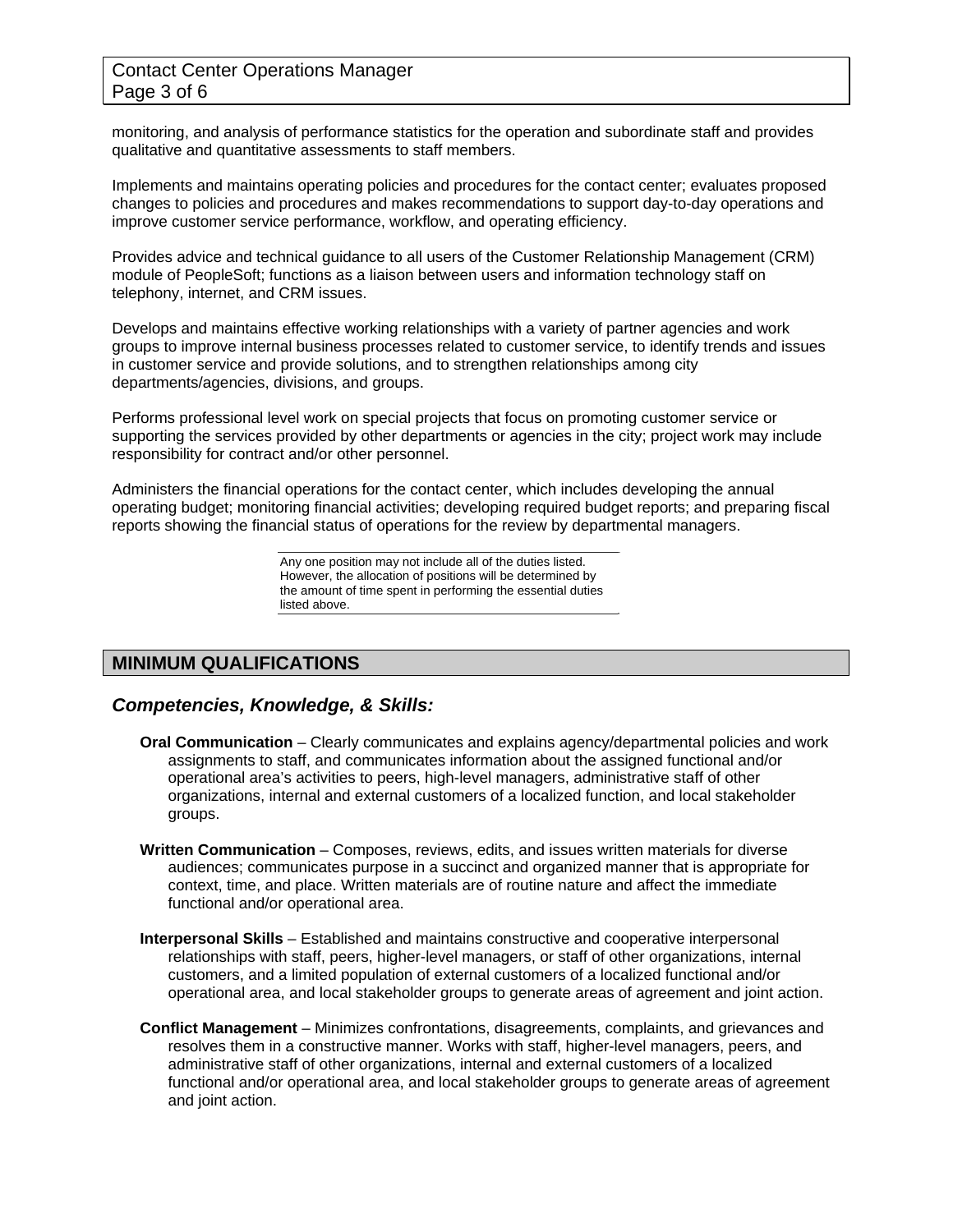monitoring, and analysis of performance statistics for the operation and subordinate staff and provides qualitative and quantitative assessments to staff members.

Implements and maintains operating policies and procedures for the contact center; evaluates proposed changes to policies and procedures and makes recommendations to support day-to-day operations and improve customer service performance, workflow, and operating efficiency.

Provides advice and technical guidance to all users of the Customer Relationship Management (CRM) module of PeopleSoft; functions as a liaison between users and information technology staff on telephony, internet, and CRM issues.

Develops and maintains effective working relationships with a variety of partner agencies and work groups to improve internal business processes related to customer service, to identify trends and issues in customer service and provide solutions, and to strengthen relationships among city departments/agencies, divisions, and groups.

Performs professional level work on special projects that focus on promoting customer service or supporting the services provided by other departments or agencies in the city; project work may include responsibility for contract and/or other personnel.

Administers the financial operations for the contact center, which includes developing the annual operating budget; monitoring financial activities; developing required budget reports; and preparing fiscal reports showing the financial status of operations for the review by departmental managers.

Any one position may not include all of the duties listed. However, the allocation of positions will be determined by the amount of time spent in performing the essential duties listed above.

## MINIMUM QUALIFICATIONS

### *Competencies, Knowledge, & Skills:*

**Oral Communication** – Clearly communicates and explains agency/departmental policies and work assignments to staff, and communicates information about the assigned functional and/or operational area's activities to peers, high-level managers, administrative staff of other organizations, internal and external customers of a localized function, and local stakeholder groups.

**Written Communication** – Composes, reviews, edits, and issues written materials for diverse audiences; communicates purpose in a succinct and organized manner that is appropriate for context, time, and place. Written materials are of routine nature and affect the immediate functional and/or operational area.

**Interpersonal Skills** – Established and maintains constructive and cooperative interpersonal relationships with staff, peers, higher-level managers, or staff of other organizations, internal customers, and a limited population of external customers of a localized functional and/or operational area, and local stakeholder groups to generate areas of agreement and joint action.

**Conflict Management** – Minimizes confrontations, disagreements, complaints, and grievances and resolves them in a constructive manner. Works with staff, higher-level managers, peers, and administrative staff of other organizations, internal and external customers of a localized functional and/or operational area, and local stakeholder groups to generate areas of agreement and joint action.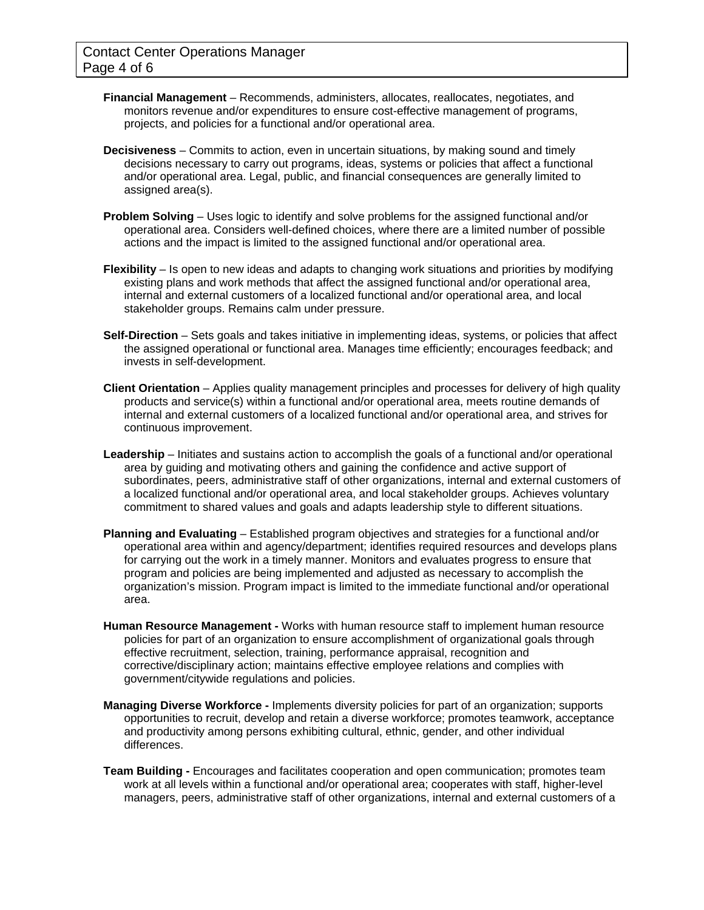**Financial Management** – Recommends, administers, allocates, reallocates, negotiates, and monitors revenue and/or expenditures to ensure cost-effective management of programs, projects, and policies for a functional and/or operational area.

**Decisiveness** – Commits to action, even in uncertain situations, by making sound and timely decisions necessary to carry out programs, ideas, systems or policies that affect a functional and/or operational area. Legal, public, and financial consequences are generally limited to assigned area(s).

**Problem Solving** – Uses logic to identify and solve problems for the assigned functional and/or operational area. Considers well-defined choices, where there are a limited number of possible actions and the impact is limited to the assigned functional and/or operational area.

**Flexibility** – Is open to new ideas and adapts to changing work situations and priorities by modifying existing plans and work methods that affect the assigned functional and/or operational area, internal and external customers of a localized functional and/or operational area, and local stakeholder groups. Remains calm under pressure.

**Self-Direction** – Sets goals and takes initiative in implementing ideas, systems, or policies that affect the assigned operational or functional area. Manages time efficiently; encourages feedback; and invests in self-development.

**Client Orientation** – Applies quality management principles and processes for delivery of high quality products and service(s) within a functional and/or operational area, meets routine demands of internal and external customers of a localized functional and/or operational area, and strives for continuous improvement.

**Leadership** – Initiates and sustains action to accomplish the goals of a functional and/or operational area by guiding and motivating others and gaining the confidence and active support of subordinates, peers, administrative staff of other organizations, internal and external customers of a localized functional and/or operational area, and local stakeholder groups. Achieves voluntary commitment to shared values and goals and adapts leadership style to different situations.

**Planning and Evaluating** – Established program objectives and strategies for a functional and/or operational area within and agency/department; identifies required resources and develops plans for carrying out the work in a timely manner. Monitors and evaluates progress to ensure that program and policies are being implemented and adjusted as necessary to accomplish the organization's mission. Program impact is limited to the immediate functional and/or operational area.

**Human Resource Management -** Works with human resource staff to implement human resource policies for part of an organization to ensure accomplishment of organizational goals through effective recruitment, selection, training, performance appraisal, recognition and corrective/disciplinary action; maintains effective employee relations and complies with government/citywide regulations and policies.

**Managing Diverse Workforce -** Implements diversity policies for part of an organization; supports opportunities to recruit, develop and retain a diverse workforce; promotes teamwork, acceptance and productivity among persons exhibiting cultural, ethnic, gender, and other individual differences.

**Team Building -** Encourages and facilitates cooperation and open communication; promotes team work at all levels within a functional and/or operational area; cooperates with staff, higher-level managers, peers, administrative staff of other organizations, internal and external customers of a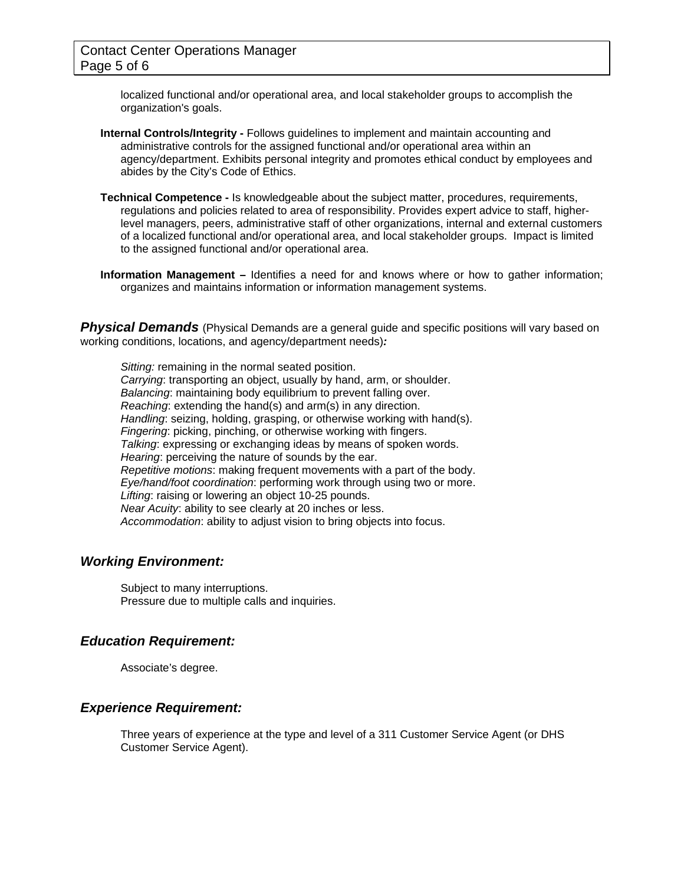localized functional and/or operational area, and local stakeholder groups to accomplish the organization's goals.

**Internal Controls/Integrity -** Follows guidelines to implement and maintain accounting and administrative controls for the assigned functional and/or operational area within an agency/department. Exhibits personal integrity and promotes ethical conduct by employees and abides by the City's Code of Ethics.

**Technical Competence -** Is knowledgeable about the subject matter, procedures, requirements, regulations and policies related to area of responsibility. Provides expert advice to staff, higher-level managers, peers, administrative staff of other organizations, internal and external customers of a localized functional and/or operational area, and local stakeholder groups. Impact is limited to the assigned functional and/or operational area.

**Information Management –** Identifies a need for and knows where or how to gather information; organizes and maintains information or information management systems.

***Physical Demands*** (Physical Demands are a general guide and specific positions will vary based on working conditions, locations, and agency/department needs)***:***

*Sitting:* remaining in the normal seated position.
*Carrying*: transporting an object, usually by hand, arm, or shoulder.
*Balancing*: maintaining body equilibrium to prevent falling over.
*Reaching*: extending the hand(s) and arm(s) in any direction.
*Handling*: seizing, holding, grasping, or otherwise working with hand(s).
*Fingering*: picking, pinching, or otherwise working with fingers.
*Talking*: expressing or exchanging ideas by means of spoken words.
*Hearing*: perceiving the nature of sounds by the ear.
*Repetitive motions*: making frequent movements with a part of the body.
*Eye/hand/foot coordination*: performing work through using two or more.
*Lifting*: raising or lowering an object 10-25 pounds.
*Near Acuity*: ability to see clearly at 20 inches or less.
*Accommodation*: ability to adjust vision to bring objects into focus.

## *Working Environment:*

Subject to many interruptions.
Pressure due to multiple calls and inquiries.

## *Education Requirement:*

Associate's degree.

## *Experience Requirement:*

Three years of experience at the type and level of a 311 Customer Service Agent (or DHS Customer Service Agent).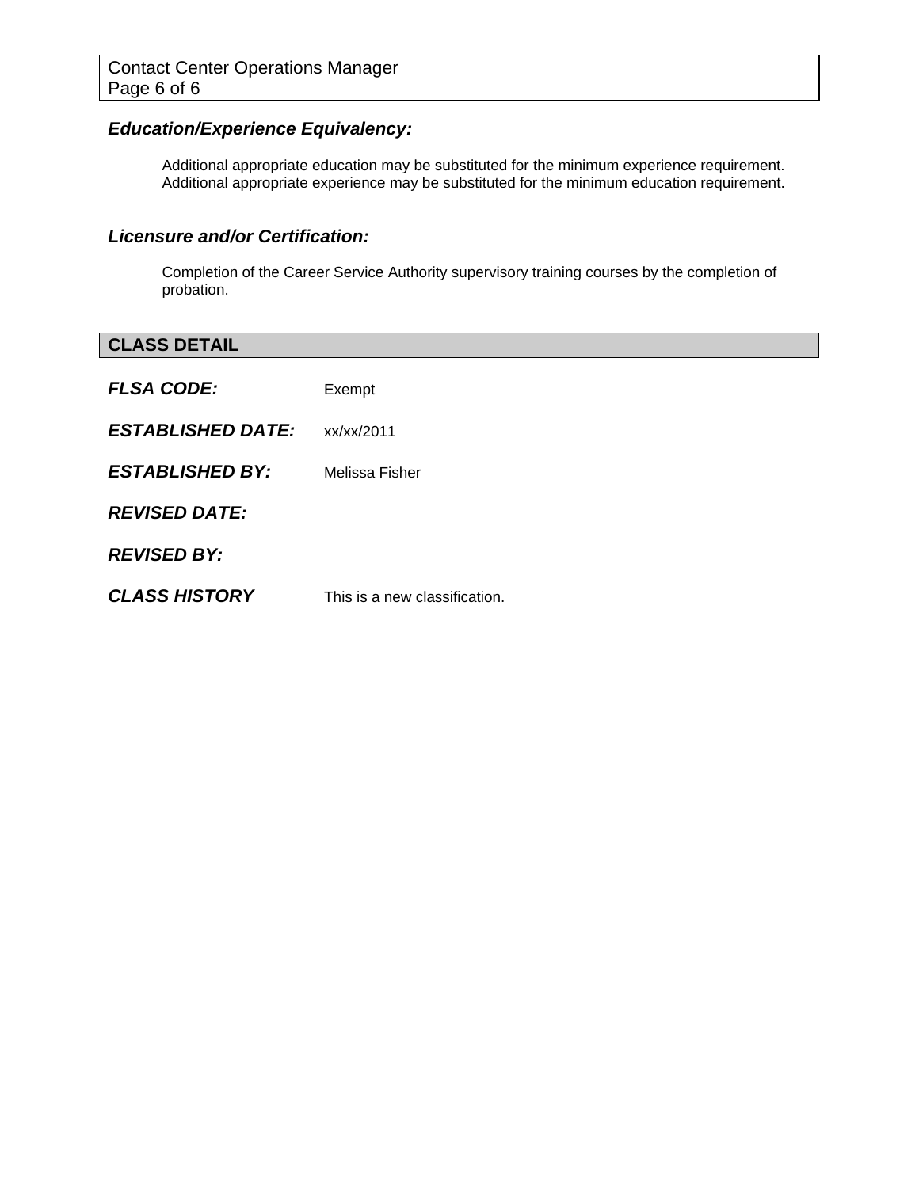### *Education/Experience Equivalency:*

Additional appropriate education may be substituted for the minimum experience requirement. Additional appropriate experience may be substituted for the minimum education requirement.

### *Licensure and/or Certification:*

Completion of the Career Service Authority supervisory training courses by the completion of probation.

## CLASS DETAIL

***FLSA CODE:*** Exempt

***ESTABLISHED DATE:*** xx/xx/2011

***ESTABLISHED BY:*** Melissa Fisher

***REVISED DATE:***

***REVISED BY:***

***CLASS HISTORY*** This is a new classification.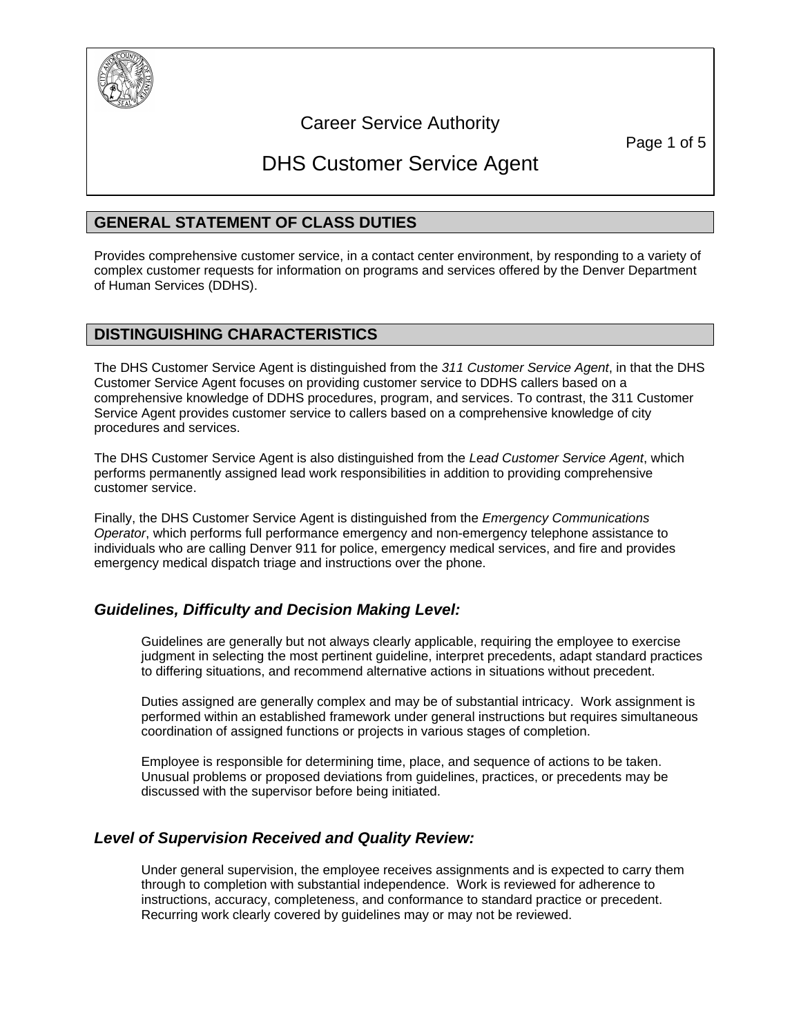Career Service Authority

# DHS Customer Service Agent

## GENERAL STATEMENT OF CLASS DUTIES

Provides comprehensive customer service, in a contact center environment, by responding to a variety of complex customer requests for information on programs and services offered by the Denver Department of Human Services (DDHS).

## DISTINGUISHING CHARACTERISTICS

The DHS Customer Service Agent is distinguished from the *311 Customer Service Agent*, in that the DHS Customer Service Agent focuses on providing customer service to DDHS callers based on a comprehensive knowledge of DDHS procedures, program, and services. To contrast, the 311 Customer Service Agent provides customer service to callers based on a comprehensive knowledge of city procedures and services.

The DHS Customer Service Agent is also distinguished from the *Lead Customer Service Agent*, which performs permanently assigned lead work responsibilities in addition to providing comprehensive customer service.

Finally, the DHS Customer Service Agent is distinguished from the *Emergency Communications Operator*, which performs full performance emergency and non-emergency telephone assistance to individuals who are calling Denver 911 for police, emergency medical services, and fire and provides emergency medical dispatch triage and instructions over the phone.

### *Guidelines, Difficulty and Decision Making Level:*

Guidelines are generally but not always clearly applicable, requiring the employee to exercise judgment in selecting the most pertinent guideline, interpret precedents, adapt standard practices to differing situations, and recommend alternative actions in situations without precedent.

Duties assigned are generally complex and may be of substantial intricacy. Work assignment is performed within an established framework under general instructions but requires simultaneous coordination of assigned functions or projects in various stages of completion.

Employee is responsible for determining time, place, and sequence of actions to be taken. Unusual problems or proposed deviations from guidelines, practices, or precedents may be discussed with the supervisor before being initiated.

### *Level of Supervision Received and Quality Review:*

Under general supervision, the employee receives assignments and is expected to carry them through to completion with substantial independence. Work is reviewed for adherence to instructions, accuracy, completeness, and conformance to standard practice or precedent. Recurring work clearly covered by guidelines may or may not be reviewed.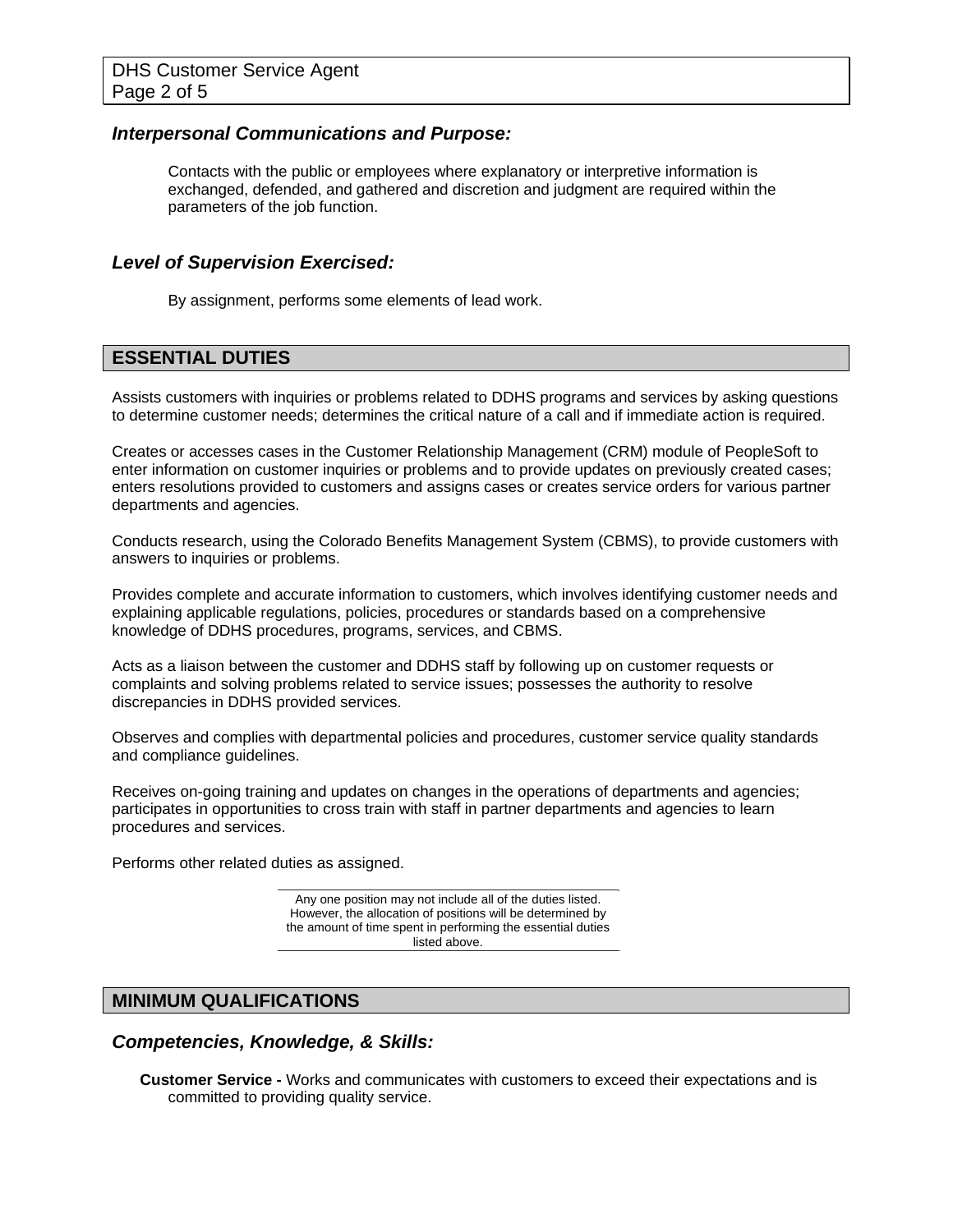### *Interpersonal Communications and Purpose:*

Contacts with the public or employees where explanatory or interpretive information is exchanged, defended, and gathered and discretion and judgment are required within the parameters of the job function.

### *Level of Supervision Exercised:*

By assignment, performs some elements of lead work.

## ESSENTIAL DUTIES

Assists customers with inquiries or problems related to DDHS programs and services by asking questions to determine customer needs; determines the critical nature of a call and if immediate action is required.

Creates or accesses cases in the Customer Relationship Management (CRM) module of PeopleSoft to enter information on customer inquiries or problems and to provide updates on previously created cases; enters resolutions provided to customers and assigns cases or creates service orders for various partner departments and agencies.

Conducts research, using the Colorado Benefits Management System (CBMS), to provide customers with answers to inquiries or problems.

Provides complete and accurate information to customers, which involves identifying customer needs and explaining applicable regulations, policies, procedures or standards based on a comprehensive knowledge of DDHS procedures, programs, services, and CBMS.

Acts as a liaison between the customer and DDHS staff by following up on customer requests or complaints and solving problems related to service issues; possesses the authority to resolve discrepancies in DDHS provided services.

Observes and complies with departmental policies and procedures, customer service quality standards and compliance guidelines.

Receives on-going training and updates on changes in the operations of departments and agencies; participates in opportunities to cross train with staff in partner departments and agencies to learn procedures and services.

Performs other related duties as assigned.

Any one position may not include all of the duties listed. However, the allocation of positions will be determined by the amount of time spent in performing the essential duties listed above.

## MINIMUM QUALIFICATIONS

### *Competencies, Knowledge, & Skills:*

**Customer Service -** Works and communicates with customers to exceed their expectations and is committed to providing quality service.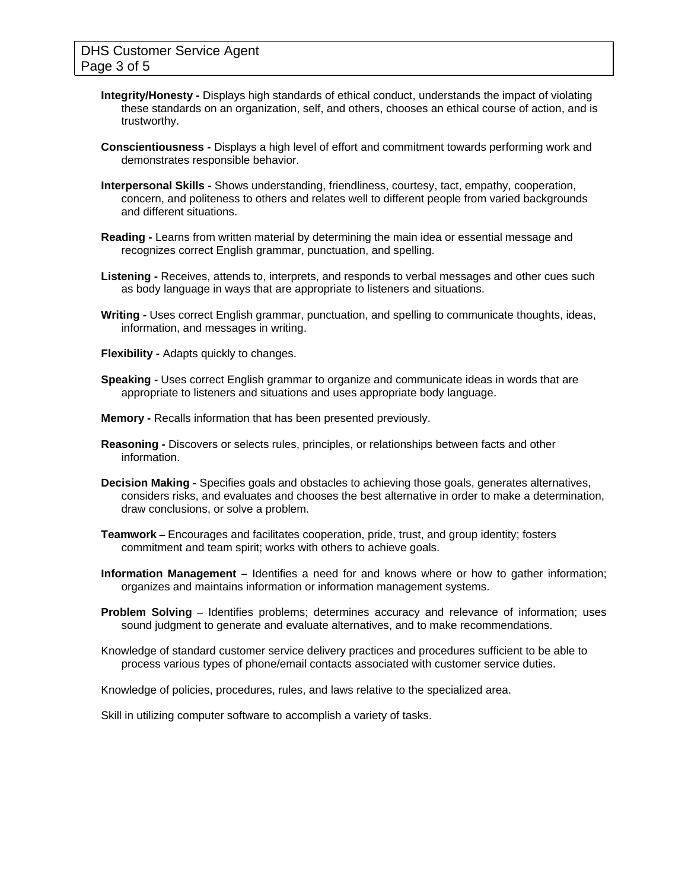**Integrity/Honesty -** Displays high standards of ethical conduct, understands the impact of violating these standards on an organization, self, and others, chooses an ethical course of action, and is trustworthy.

**Conscientiousness -** Displays a high level of effort and commitment towards performing work and demonstrates responsible behavior.

**Interpersonal Skills -** Shows understanding, friendliness, courtesy, tact, empathy, cooperation, concern, and politeness to others and relates well to different people from varied backgrounds and different situations.

**Reading -** Learns from written material by determining the main idea or essential message and recognizes correct English grammar, punctuation, and spelling.

**Listening -** Receives, attends to, interprets, and responds to verbal messages and other cues such as body language in ways that are appropriate to listeners and situations.

**Writing -** Uses correct English grammar, punctuation, and spelling to communicate thoughts, ideas, information, and messages in writing.

**Flexibility -** Adapts quickly to changes.

**Speaking -** Uses correct English grammar to organize and communicate ideas in words that are appropriate to listeners and situations and uses appropriate body language.

**Memory -** Recalls information that has been presented previously.

**Reasoning -** Discovers or selects rules, principles, or relationships between facts and other information.

**Decision Making -** Specifies goals and obstacles to achieving those goals, generates alternatives, considers risks, and evaluates and chooses the best alternative in order to make a determination, draw conclusions, or solve a problem.

**Teamwork** – Encourages and facilitates cooperation, pride, trust, and group identity; fosters commitment and team spirit; works with others to achieve goals.

**Information Management –** Identifies a need for and knows where or how to gather information; organizes and maintains information or information management systems.

**Problem Solving** – Identifies problems; determines accuracy and relevance of information; uses sound judgment to generate and evaluate alternatives, and to make recommendations.

Knowledge of standard customer service delivery practices and procedures sufficient to be able to process various types of phone/email contacts associated with customer service duties.

Knowledge of policies, procedures, rules, and laws relative to the specialized area.

Skill in utilizing computer software to accomplish a variety of tasks.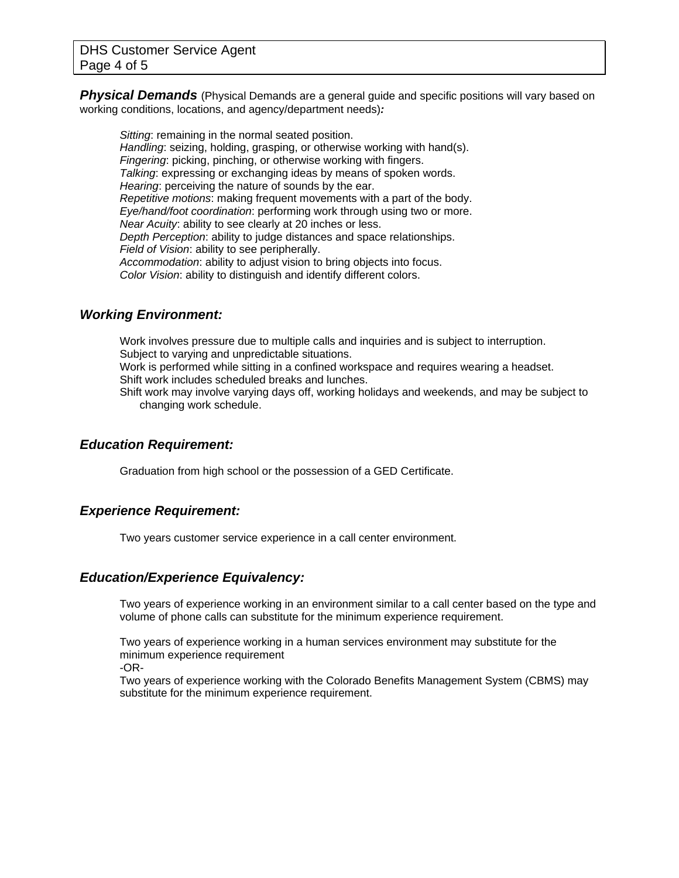***Physical Demands*** (Physical Demands are a general guide and specific positions will vary based on working conditions, locations, and agency/department needs)***:***

*Sitting*: remaining in the normal seated position.
*Handling*: seizing, holding, grasping, or otherwise working with hand(s).
*Fingering*: picking, pinching, or otherwise working with fingers.
*Talking*: expressing or exchanging ideas by means of spoken words.
*Hearing*: perceiving the nature of sounds by the ear.
*Repetitive motions*: making frequent movements with a part of the body.
*Eye/hand/foot coordination*: performing work through using two or more.
*Near Acuity*: ability to see clearly at 20 inches or less.
*Depth Perception*: ability to judge distances and space relationships.
*Field of Vision*: ability to see peripherally.
*Accommodation*: ability to adjust vision to bring objects into focus.
*Color Vision*: ability to distinguish and identify different colors.

## *Working Environment:*

Work involves pressure due to multiple calls and inquiries and is subject to interruption.
Subject to varying and unpredictable situations.
Work is performed while sitting in a confined workspace and requires wearing a headset.
Shift work includes scheduled breaks and lunches.
Shift work may involve varying days off, working holidays and weekends, and may be subject to changing work schedule.

## *Education Requirement:*

Graduation from high school or the possession of a GED Certificate.

## *Experience Requirement:*

Two years customer service experience in a call center environment.

## *Education/Experience Equivalency:*

Two years of experience working in an environment similar to a call center based on the type and volume of phone calls can substitute for the minimum experience requirement.

Two years of experience working in a human services environment may substitute for the minimum experience requirement
-OR-
Two years of experience working with the Colorado Benefits Management System (CBMS) may substitute for the minimum experience requirement.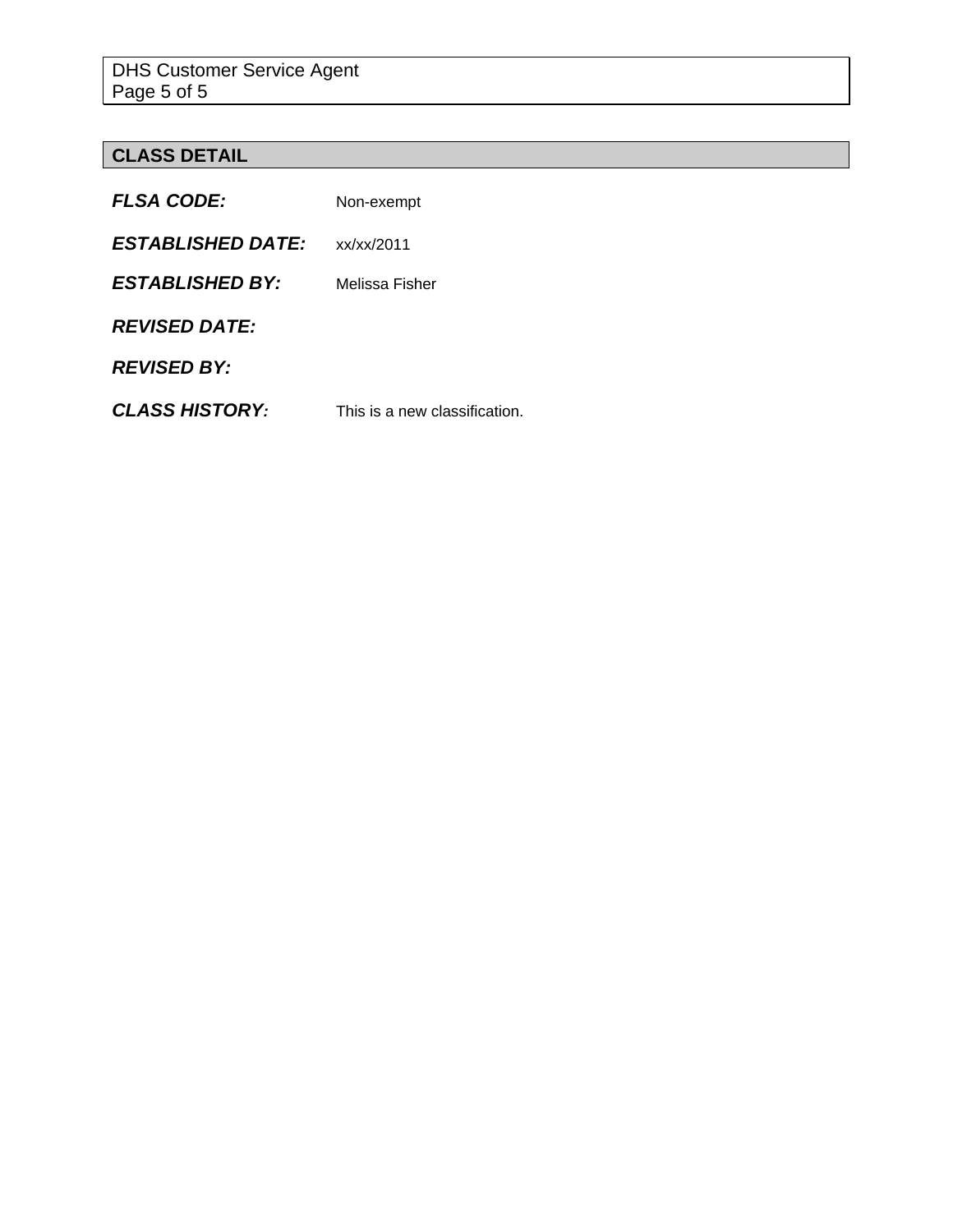## CLASS DETAIL

***FLSA CODE:*** Non-exempt

***ESTABLISHED DATE:*** xx/xx/2011

***ESTABLISHED BY:*** Melissa Fisher

***REVISED DATE:***

***REVISED BY:***

***CLASS HISTORY:*** This is a new classification.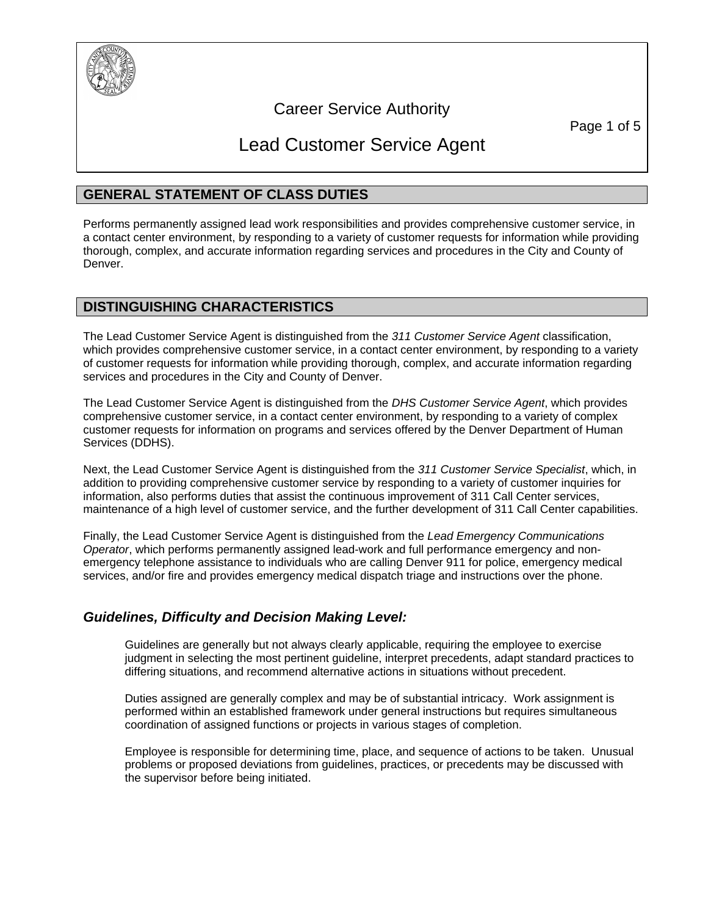# Career Service Authority

# Lead Customer Service Agent

## GENERAL STATEMENT OF CLASS DUTIES

Performs permanently assigned lead work responsibilities and provides comprehensive customer service, in a contact center environment, by responding to a variety of customer requests for information while providing thorough, complex, and accurate information regarding services and procedures in the City and County of Denver.

## DISTINGUISHING CHARACTERISTICS

The Lead Customer Service Agent is distinguished from the *311 Customer Service Agent* classification, which provides comprehensive customer service, in a contact center environment, by responding to a variety of customer requests for information while providing thorough, complex, and accurate information regarding services and procedures in the City and County of Denver.

The Lead Customer Service Agent is distinguished from the *DHS Customer Service Agent*, which provides comprehensive customer service, in a contact center environment, by responding to a variety of complex customer requests for information on programs and services offered by the Denver Department of Human Services (DDHS).

Next, the Lead Customer Service Agent is distinguished from the *311 Customer Service Specialist*, which, in addition to providing comprehensive customer service by responding to a variety of customer inquiries for information, also performs duties that assist the continuous improvement of 311 Call Center services, maintenance of a high level of customer service, and the further development of 311 Call Center capabilities.

Finally, the Lead Customer Service Agent is distinguished from the *Lead Emergency Communications Operator*, which performs permanently assigned lead-work and full performance emergency and non-emergency telephone assistance to individuals who are calling Denver 911 for police, emergency medical services, and/or fire and provides emergency medical dispatch triage and instructions over the phone.

### *Guidelines, Difficulty and Decision Making Level:*

Guidelines are generally but not always clearly applicable, requiring the employee to exercise judgment in selecting the most pertinent guideline, interpret precedents, adapt standard practices to differing situations, and recommend alternative actions in situations without precedent.

Duties assigned are generally complex and may be of substantial intricacy. Work assignment is performed within an established framework under general instructions but requires simultaneous coordination of assigned functions or projects in various stages of completion.

Employee is responsible for determining time, place, and sequence of actions to be taken. Unusual problems or proposed deviations from guidelines, practices, or precedents may be discussed with the supervisor before being initiated.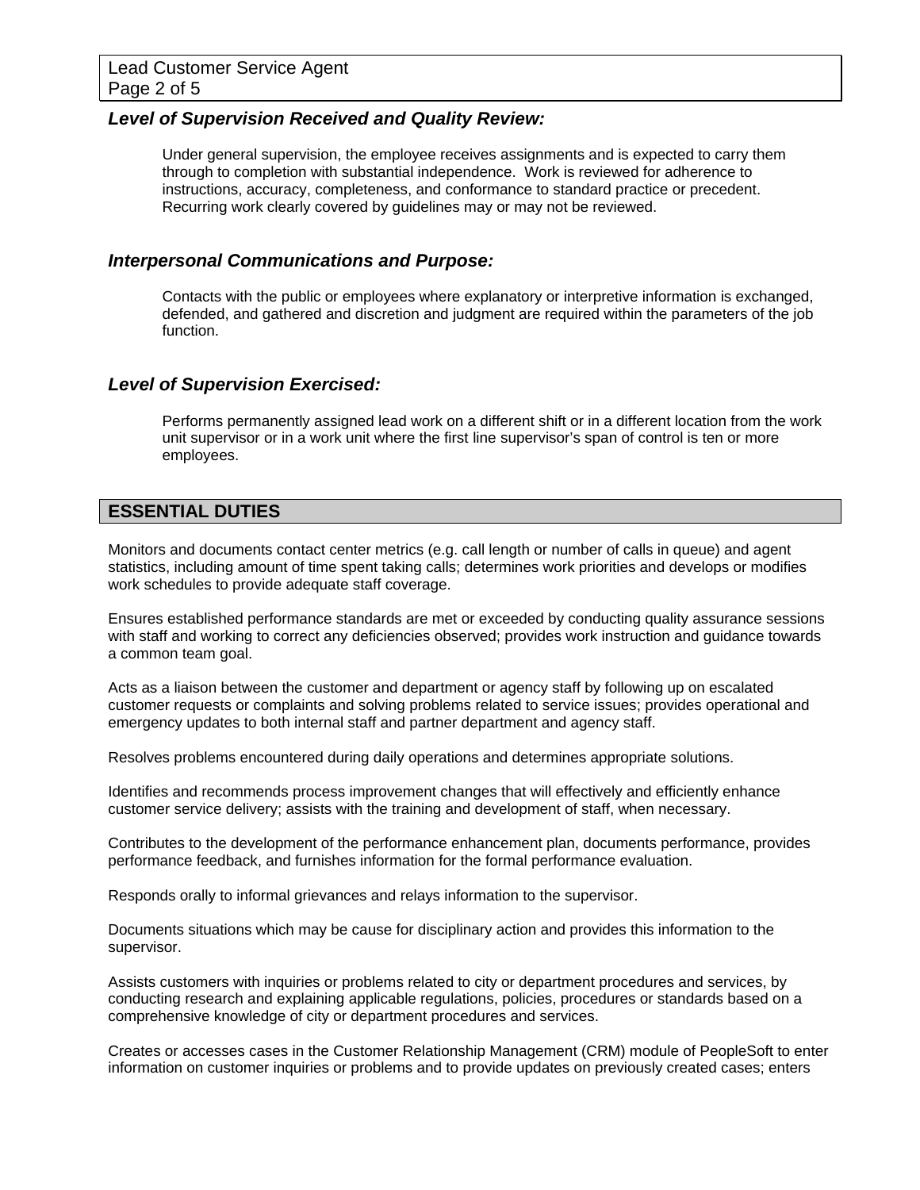### *Level of Supervision Received and Quality Review:*

Under general supervision, the employee receives assignments and is expected to carry them through to completion with substantial independence. Work is reviewed for adherence to instructions, accuracy, completeness, and conformance to standard practice or precedent. Recurring work clearly covered by guidelines may or may not be reviewed.

### *Interpersonal Communications and Purpose:*

Contacts with the public or employees where explanatory or interpretive information is exchanged, defended, and gathered and discretion and judgment are required within the parameters of the job function.

### *Level of Supervision Exercised:*

Performs permanently assigned lead work on a different shift or in a different location from the work unit supervisor or in a work unit where the first line supervisor's span of control is ten or more employees.

## ESSENTIAL DUTIES

Monitors and documents contact center metrics (e.g. call length or number of calls in queue) and agent statistics, including amount of time spent taking calls; determines work priorities and develops or modifies work schedules to provide adequate staff coverage.

Ensures established performance standards are met or exceeded by conducting quality assurance sessions with staff and working to correct any deficiencies observed; provides work instruction and guidance towards a common team goal.

Acts as a liaison between the customer and department or agency staff by following up on escalated customer requests or complaints and solving problems related to service issues; provides operational and emergency updates to both internal staff and partner department and agency staff.

Resolves problems encountered during daily operations and determines appropriate solutions.

Identifies and recommends process improvement changes that will effectively and efficiently enhance customer service delivery; assists with the training and development of staff, when necessary.

Contributes to the development of the performance enhancement plan, documents performance, provides performance feedback, and furnishes information for the formal performance evaluation.

Responds orally to informal grievances and relays information to the supervisor.

Documents situations which may be cause for disciplinary action and provides this information to the supervisor.

Assists customers with inquiries or problems related to city or department procedures and services, by conducting research and explaining applicable regulations, policies, procedures or standards based on a comprehensive knowledge of city or department procedures and services.

Creates or accesses cases in the Customer Relationship Management (CRM) module of PeopleSoft to enter information on customer inquiries or problems and to provide updates on previously created cases; enters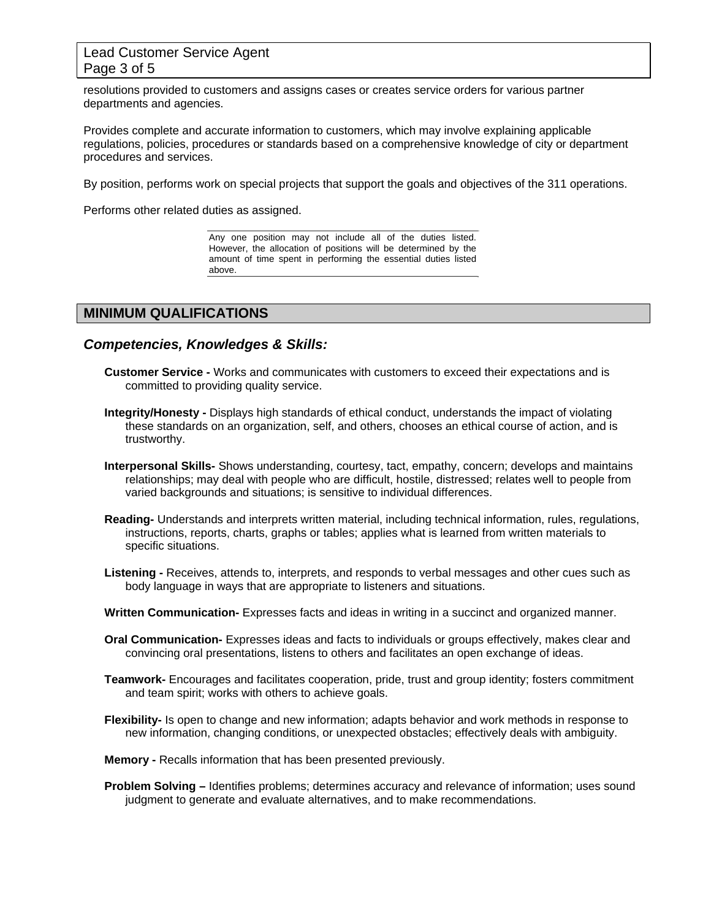resolutions provided to customers and assigns cases or creates service orders for various partner departments and agencies.

Provides complete and accurate information to customers, which may involve explaining applicable regulations, policies, procedures or standards based on a comprehensive knowledge of city or department procedures and services.

By position, performs work on special projects that support the goals and objectives of the 311 operations.

Performs other related duties as assigned.

Any one position may not include all of the duties listed. However, the allocation of positions will be determined by the amount of time spent in performing the essential duties listed above.

## MINIMUM QUALIFICATIONS

### *Competencies, Knowledges & Skills:*

**Customer Service -** Works and communicates with customers to exceed their expectations and is committed to providing quality service.

**Integrity/Honesty -** Displays high standards of ethical conduct, understands the impact of violating these standards on an organization, self, and others, chooses an ethical course of action, and is trustworthy.

**Interpersonal Skills-** Shows understanding, courtesy, tact, empathy, concern; develops and maintains relationships; may deal with people who are difficult, hostile, distressed; relates well to people from varied backgrounds and situations; is sensitive to individual differences.

**Reading-** Understands and interprets written material, including technical information, rules, regulations, instructions, reports, charts, graphs or tables; applies what is learned from written materials to specific situations.

**Listening -** Receives, attends to, interprets, and responds to verbal messages and other cues such as body language in ways that are appropriate to listeners and situations.

**Written Communication-** Expresses facts and ideas in writing in a succinct and organized manner.

**Oral Communication-** Expresses ideas and facts to individuals or groups effectively, makes clear and convincing oral presentations, listens to others and facilitates an open exchange of ideas.

**Teamwork-** Encourages and facilitates cooperation, pride, trust and group identity; fosters commitment and team spirit; works with others to achieve goals.

**Flexibility-** Is open to change and new information; adapts behavior and work methods in response to new information, changing conditions, or unexpected obstacles; effectively deals with ambiguity.

**Memory -** Recalls information that has been presented previously.

**Problem Solving –** Identifies problems; determines accuracy and relevance of information; uses sound judgment to generate and evaluate alternatives, and to make recommendations.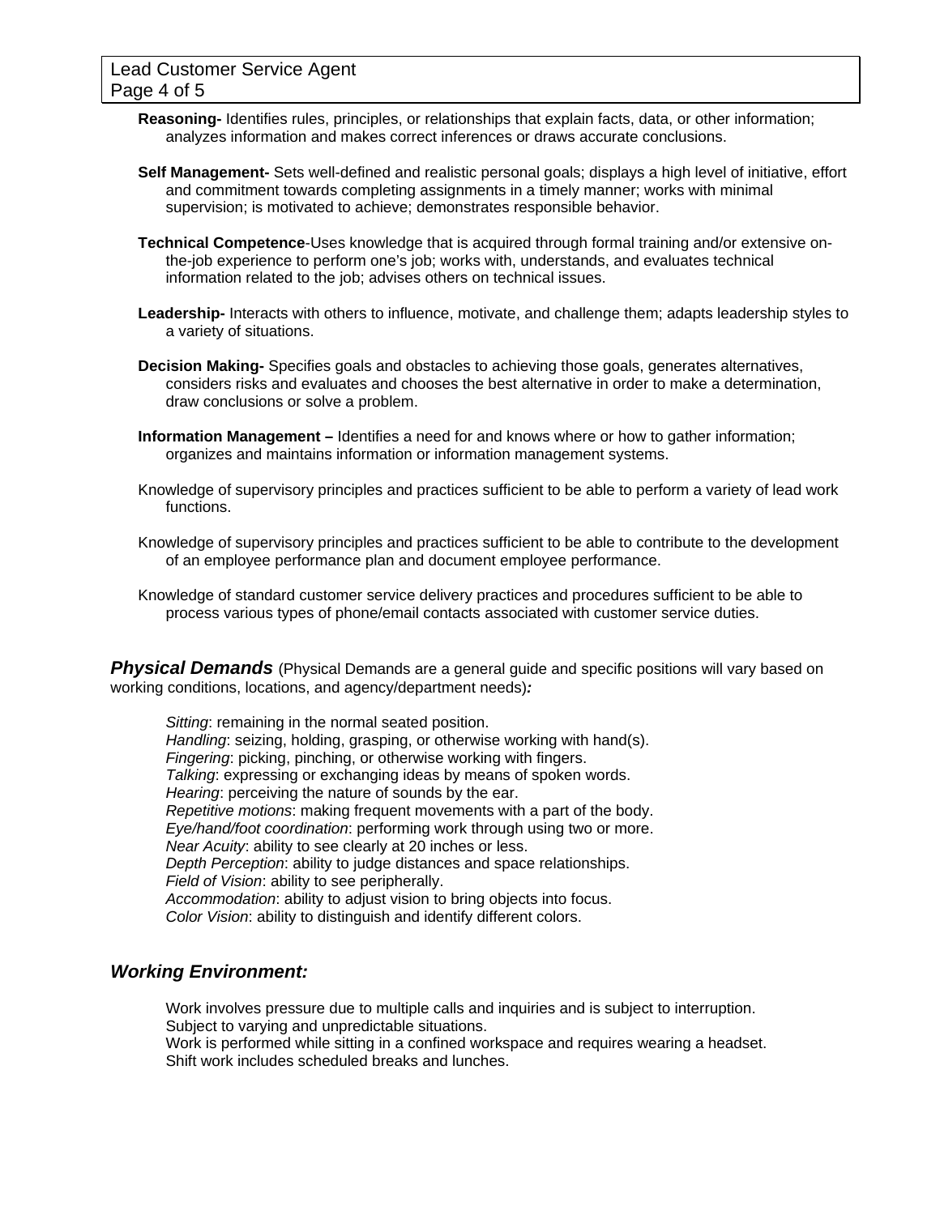**Reasoning-** Identifies rules, principles, or relationships that explain facts, data, or other information; analyzes information and makes correct inferences or draws accurate conclusions.

**Self Management-** Sets well-defined and realistic personal goals; displays a high level of initiative, effort and commitment towards completing assignments in a timely manner; works with minimal supervision; is motivated to achieve; demonstrates responsible behavior.

**Technical Competence**-Uses knowledge that is acquired through formal training and/or extensive on-the-job experience to perform one's job; works with, understands, and evaluates technical information related to the job; advises others on technical issues.

**Leadership-** Interacts with others to influence, motivate, and challenge them; adapts leadership styles to a variety of situations.

**Decision Making-** Specifies goals and obstacles to achieving those goals, generates alternatives, considers risks and evaluates and chooses the best alternative in order to make a determination, draw conclusions or solve a problem.

**Information Management –** Identifies a need for and knows where or how to gather information; organizes and maintains information or information management systems.

Knowledge of supervisory principles and practices sufficient to be able to perform a variety of lead work functions.

Knowledge of supervisory principles and practices sufficient to be able to contribute to the development of an employee performance plan and document employee performance.

Knowledge of standard customer service delivery practices and procedures sufficient to be able to process various types of phone/email contacts associated with customer service duties.

***Physical Demands*** (Physical Demands are a general guide and specific positions will vary based on working conditions, locations, and agency/department needs)***:***

*Sitting*: remaining in the normal seated position.
*Handling*: seizing, holding, grasping, or otherwise working with hand(s).
*Fingering*: picking, pinching, or otherwise working with fingers.
*Talking*: expressing or exchanging ideas by means of spoken words.
*Hearing*: perceiving the nature of sounds by the ear.
*Repetitive motions*: making frequent movements with a part of the body.
*Eye/hand/foot coordination*: performing work through using two or more.
*Near Acuity*: ability to see clearly at 20 inches or less.
*Depth Perception*: ability to judge distances and space relationships.
*Field of Vision*: ability to see peripherally.
*Accommodation*: ability to adjust vision to bring objects into focus.
*Color Vision*: ability to distinguish and identify different colors.

## ***Working Environment:***

Work involves pressure due to multiple calls and inquiries and is subject to interruption.
Subject to varying and unpredictable situations.
Work is performed while sitting in a confined workspace and requires wearing a headset.
Shift work includes scheduled breaks and lunches.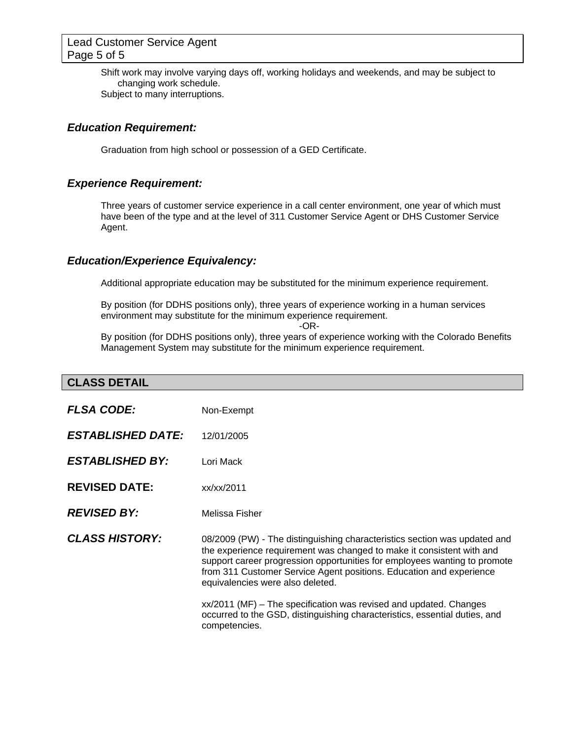Shift work may involve varying days off, working holidays and weekends, and may be subject to changing work schedule.
Subject to many interruptions.

### *Education Requirement:*

Graduation from high school or possession of a GED Certificate.

### *Experience Requirement:*

Three years of customer service experience in a call center environment, one year of which must have been of the type and at the level of 311 Customer Service Agent or DHS Customer Service Agent.

### *Education/Experience Equivalency:*

Additional appropriate education may be substituted for the minimum experience requirement.

By position (for DDHS positions only), three years of experience working in a human services environment may substitute for the minimum experience requirement.

-OR-

By position (for DDHS positions only), three years of experience working with the Colorado Benefits Management System may substitute for the minimum experience requirement.

## CLASS DETAIL

***FLSA CODE:*** Non-Exempt

***ESTABLISHED DATE:*** 12/01/2005

***ESTABLISHED BY:*** Lori Mack

**REVISED DATE:** xx/xx/2011

***REVISED BY:*** Melissa Fisher

***CLASS HISTORY:*** 08/2009 (PW) - The distinguishing characteristics section was updated and the experience requirement was changed to make it consistent with and support career progression opportunities for employees wanting to promote from 311 Customer Service Agent positions. Education and experience equivalencies were also deleted.

xx/2011 (MF) – The specification was revised and updated. Changes occurred to the GSD, distinguishing characteristics, essential duties, and competencies.